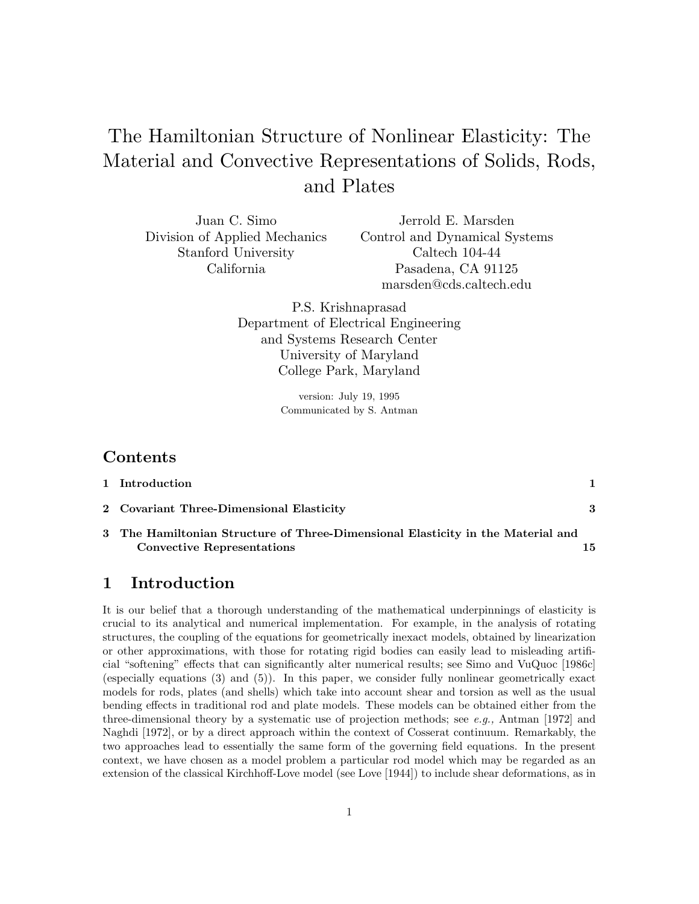# The Hamiltonian Structure of Nonlinear Elasticity: The Material and Convective Representations of Solids, Rods, and Plates

Juan C. Simo
Division of Applied Mechanics
Stanford University
California

Jerrold E. Marsden
Control and Dynamical Systems
Caltech 104-44
Pasadena, CA 91125
marsden@cds.caltech.edu

P.S. Krishnaprasad
Department of Electrical Engineering
and Systems Research Center
University of Maryland
College Park, Maryland

version: July 19, 1995
Communicated by S. Antman

## Contents

**1 Introduction** **1**

**2 Covariant Three-Dimensional Elasticity** **3**

**3 The Hamiltonian Structure of Three-Dimensional Elasticity in the Material and Convective Representations** **15**

## 1 Introduction

It is our belief that a thorough understanding of the mathematical underpinnings of elasticity is crucial to its analytical and numerical implementation. For example, in the analysis of rotating structures, the coupling of the equations for geometrically inexact models, obtained by linearization or other approximations, with those for rotating rigid bodies can easily lead to misleading artificial "softening" effects that can significantly alter numerical results; see Simo and VuQuoc [1986c] (especially equations (3) and (5)). In this paper, we consider fully nonlinear geometrically exact models for rods, plates (and shells) which take into account shear and torsion as well as the usual bending effects in traditional rod and plate models. These models can be obtained either from the three-dimensional theory by a systematic use of projection methods; see *e.g.,* Antman [1972] and Naghdi [1972], or by a direct approach within the context of Cosserat continuum. Remarkably, the two approaches lead to essentially the same form of the governing field equations. In the present context, we have chosen as a model problem a particular rod model which may be regarded as an extension of the classical Kirchhoff-Love model (see Love [1944]) to include shear deformations, as in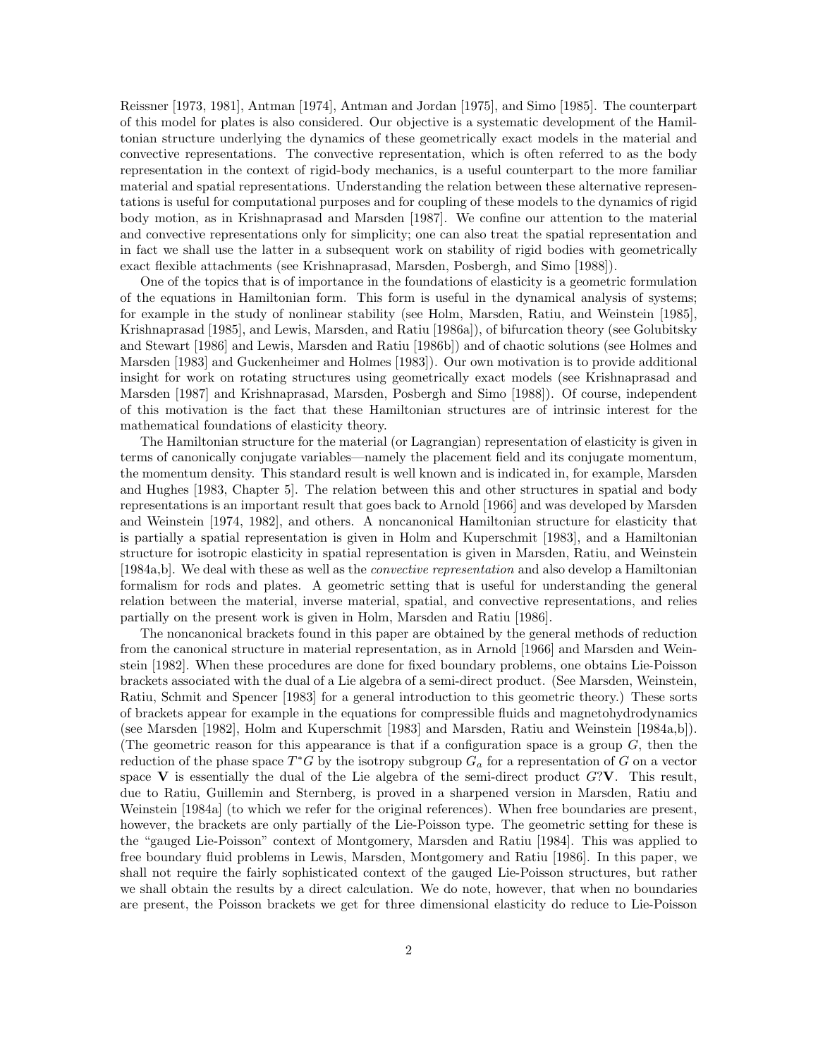Reissner [1973, 1981], Antman [1974], Antman and Jordan [1975], and Simo [1985]. The counterpart of this model for plates is also considered. Our objective is a systematic development of the Hamiltonian structure underlying the dynamics of these geometrically exact models in the material and convective representations. The convective representation, which is often referred to as the body representation in the context of rigid-body mechanics, is a useful counterpart to the more familiar material and spatial representations. Understanding the relation between these alternative representations is useful for computational purposes and for coupling of these models to the dynamics of rigid body motion, as in Krishnaprasad and Marsden [1987]. We confine our attention to the material and convective representations only for simplicity; one can also treat the spatial representation and in fact we shall use the latter in a subsequent work on stability of rigid bodies with geometrically exact flexible attachments (see Krishnaprasad, Marsden, Posbergh, and Simo [1988]).

One of the topics that is of importance in the foundations of elasticity is a geometric formulation of the equations in Hamiltonian form. This form is useful in the dynamical analysis of systems; for example in the study of nonlinear stability (see Holm, Marsden, Ratiu, and Weinstein [1985], Krishnaprasad [1985], and Lewis, Marsden, and Ratiu [1986a]), of bifurcation theory (see Golubitsky and Stewart [1986] and Lewis, Marsden and Ratiu [1986b]) and of chaotic solutions (see Holmes and Marsden [1983] and Guckenheimer and Holmes [1983]). Our own motivation is to provide additional insight for work on rotating structures using geometrically exact models (see Krishnaprasad and Marsden [1987] and Krishnaprasad, Marsden, Posbergh and Simo [1988]). Of course, independent of this motivation is the fact that these Hamiltonian structures are of intrinsic interest for the mathematical foundations of elasticity theory.

The Hamiltonian structure for the material (or Lagrangian) representation of elasticity is given in terms of canonically conjugate variables—namely the placement field and its conjugate momentum, the momentum density. This standard result is well known and is indicated in, for example, Marsden and Hughes [1983, Chapter 5]. The relation between this and other structures in spatial and body representations is an important result that goes back to Arnold [1966] and was developed by Marsden and Weinstein [1974, 1982], and others. A noncanonical Hamiltonian structure for elasticity that is partially a spatial representation is given in Holm and Kuperschmit [1983], and a Hamiltonian structure for isotropic elasticity in spatial representation is given in Marsden, Ratiu, and Weinstein [1984a,b]. We deal with these as well as the *convective representation* and also develop a Hamiltonian formalism for rods and plates. A geometric setting that is useful for understanding the general relation between the material, inverse material, spatial, and convective representations, and relies partially on the present work is given in Holm, Marsden and Ratiu [1986].

The noncanonical brackets found in this paper are obtained by the general methods of reduction from the canonical structure in material representation, as in Arnold [1966] and Marsden and Weinstein [1982]. When these procedures are done for fixed boundary problems, one obtains Lie-Poisson brackets associated with the dual of a Lie algebra of a semi-direct product. (See Marsden, Weinstein, Ratiu, Schmit and Spencer [1983] for a general introduction to this geometric theory.) These sorts of brackets appear for example in the equations for compressible fluids and magnetohydrodynamics (see Marsden [1982], Holm and Kuperschmit [1983] and Marsden, Ratiu and Weinstein [1984a,b]). (The geometric reason for this appearance is that if a configuration space is a group $G$, then the reduction of the phase space $T^*G$ by the isotropy subgroup $G_a$ for a representation of $G$ on a vector space $\mathbf{V}$ is essentially the dual of the Lie algebra of the semi-direct product $G?\mathbf{V}$. This result, due to Ratiu, Guillemin and Sternberg, is proved in a sharpened version in Marsden, Ratiu and Weinstein [1984a] (to which we refer for the original references). When free boundaries are present, however, the brackets are only partially of the Lie-Poisson type. The geometric setting for these is the "gauged Lie-Poisson" context of Montgomery, Marsden and Ratiu [1984]. This was applied to free boundary fluid problems in Lewis, Marsden, Montgomery and Ratiu [1986]. In this paper, we shall not require the fairly sophisticated context of the gauged Lie-Poisson structures, but rather we shall obtain the results by a direct calculation. We do note, however, that when no boundaries are present, the Poisson brackets we get for three dimensional elasticity do reduce to Lie-Poisson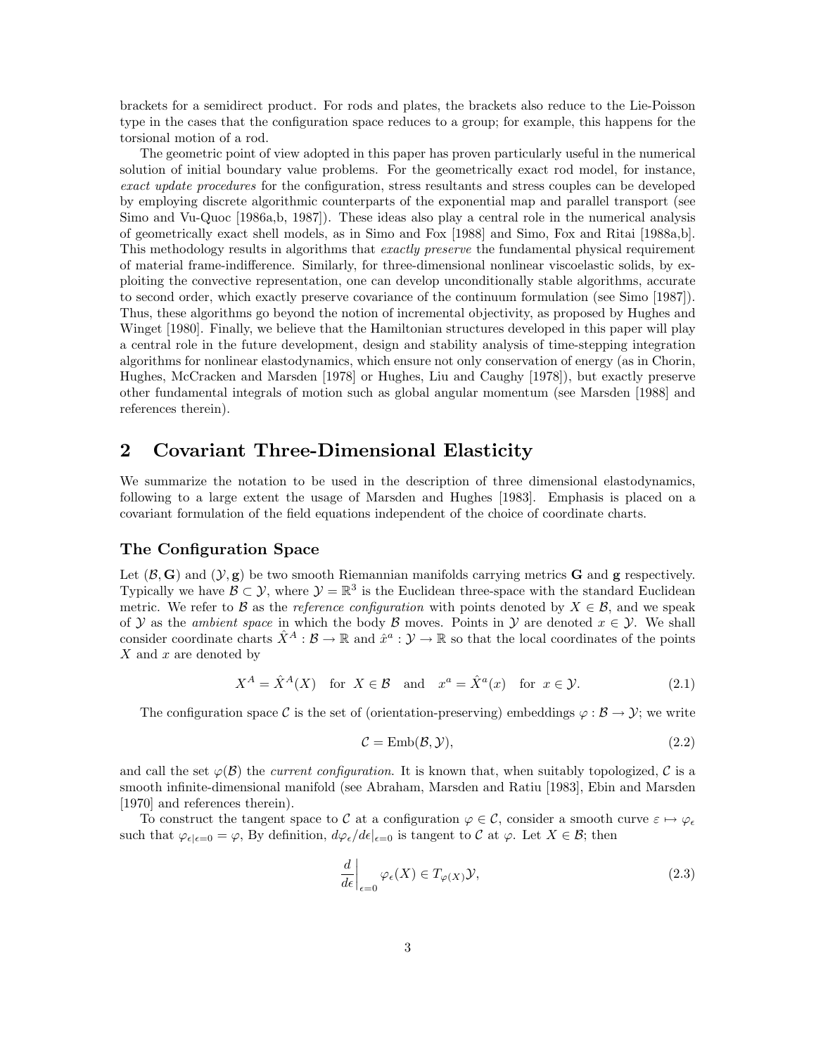brackets for a semidirect product. For rods and plates, the brackets also reduce to the Lie-Poisson type in the cases that the configuration space reduces to a group; for example, this happens for the torsional motion of a rod.

The geometric point of view adopted in this paper has proven particularly useful in the numerical solution of initial boundary value problems. For the geometrically exact rod model, for instance, *exact update procedures* for the configuration, stress resultants and stress couples can be developed by employing discrete algorithmic counterparts of the exponential map and parallel transport (see Simo and Vu-Quoc [1986a,b, 1987]). These ideas also play a central role in the numerical analysis of geometrically exact shell models, as in Simo and Fox [1988] and Simo, Fox and Ritai [1988a,b]. This methodology results in algorithms that *exactly preserve* the fundamental physical requirement of material frame-indifference. Similarly, for three-dimensional nonlinear viscoelastic solids, by exploiting the convective representation, one can develop unconditionally stable algorithms, accurate to second order, which exactly preserve covariance of the continuum formulation (see Simo [1987]). Thus, these algorithms go beyond the notion of incremental objectivity, as proposed by Hughes and Winget [1980]. Finally, we believe that the Hamiltonian structures developed in this paper will play a central role in the future development, design and stability analysis of time-stepping integration algorithms for nonlinear elastodynamics, which ensure not only conservation of energy (as in Chorin, Hughes, McCracken and Marsden [1978] or Hughes, Liu and Caughy [1978]), but exactly preserve other fundamental integrals of motion such as global angular momentum (see Marsden [1988] and references therein).

## 2 Covariant Three-Dimensional Elasticity

We summarize the notation to be used in the description of three dimensional elastodynamics, following to a large extent the usage of Marsden and Hughes [1983]. Emphasis is placed on a covariant formulation of the field equations independent of the choice of coordinate charts.

### The Configuration Space

Let $(\mathcal{B}, \mathbf{G})$ and $(\mathcal{Y}, \mathbf{g})$ be two smooth Riemannian manifolds carrying metrics $\mathbf{G}$ and $\mathbf{g}$ respectively. Typically we have $\mathcal{B} \subset \mathcal{Y}$, where $\mathcal{Y} = \mathbb{R}^3$ is the Euclidean three-space with the standard Euclidean metric. We refer to $\mathcal{B}$ as the *reference configuration* with points denoted by $X \in \mathcal{B}$, and we speak of $\mathcal{Y}$ as the *ambient space* in which the body $\mathcal{B}$ moves. Points in $\mathcal{Y}$ are denoted $x \in \mathcal{Y}$. We shall consider coordinate charts $\hat{X}^A : \mathcal{B} \to \mathbb{R}$ and $\hat{x}^a : \mathcal{Y} \to \mathbb{R}$ so that the local coordinates of the points $X$ and $x$ are denoted by

$$X^A = \hat{X}^A(X) \quad \text{for } X \in \mathcal{B} \quad \text{and} \quad x^a = \hat{X}^a(x) \quad \text{for } x \in \mathcal{Y}. \tag{2.1}$$

The configuration space $\mathcal{C}$ is the set of (orientation-preserving) embeddings $\varphi : \mathcal{B} \to \mathcal{Y}$; we write

$$\mathcal{C} = \text{Emb}(\mathcal{B}, \mathcal{Y}), \tag{2.2}$$

and call the set $\varphi(\mathcal{B})$ the *current configuration*. It is known that, when suitably topologized, $\mathcal{C}$ is a smooth infinite-dimensional manifold (see Abraham, Marsden and Ratiu [1983], Ebin and Marsden [1970] and references therein).

To construct the tangent space to $\mathcal{C}$ at a configuration $\varphi \in \mathcal{C}$, consider a smooth curve $\varepsilon \mapsto \varphi_\epsilon$ such that $\varphi_{\epsilon|\epsilon=0} = \varphi$, By definition, $d\varphi_\epsilon / d\epsilon|_{\epsilon=0}$ is tangent to $\mathcal{C}$ at $\varphi$. Let $X \in \mathcal{B}$; then

$$\left.\frac{d}{d\epsilon}\right|_{\epsilon=0} \varphi_\epsilon(X) \in T_{\varphi(X)}\mathcal{Y}, \tag{2.3}$$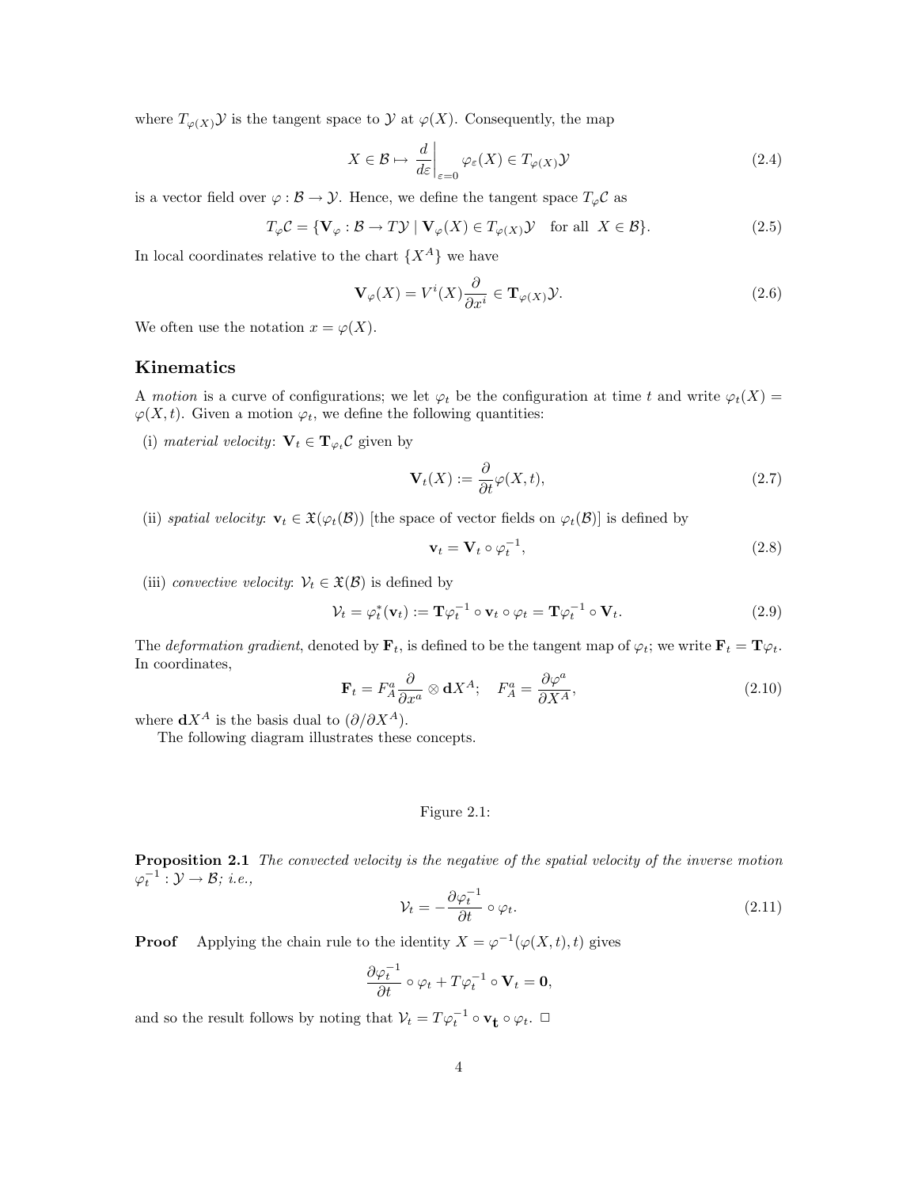where $T_{\varphi(X)}\mathcal{Y}$ is the tangent space to $\mathcal{Y}$ at $\varphi(X)$. Consequently, the map

$$X \in \mathcal{B} \mapsto \left.\frac{d}{d\varepsilon}\right|_{\varepsilon=0} \varphi_\varepsilon(X) \in T_{\varphi(X)}\mathcal{Y} \tag{2.4}$$

is a vector field over $\varphi : \mathcal{B} \to \mathcal{Y}$. Hence, we define the tangent space $T_\varphi\mathcal{C}$ as

$$T_\varphi\mathcal{C} = \{\mathbf{V}_\varphi : \mathcal{B} \to T\mathcal{Y} \mid \mathbf{V}_\varphi(X) \in T_{\varphi(X)}\mathcal{Y} \quad \text{for all } X \in \mathcal{B}\}. \tag{2.5}$$

In local coordinates relative to the chart $\{X^A\}$ we have

$$\mathbf{V}_\varphi(X) = V^i(X)\frac{\partial}{\partial x^i} \in \mathbf{T}_{\varphi(X)}\mathcal{Y}. \tag{2.6}$$

We often use the notation $x = \varphi(X)$.

## Kinematics

A *motion* is a curve of configurations; we let $\varphi_t$ be the configuration at time $t$ and write $\varphi_t(X) = \varphi(X,t)$. Given a motion $\varphi_t$, we define the following quantities:

(i) *material velocity*: $\mathbf{V}_t \in \mathbf{T}_{\varphi_t}\mathcal{C}$ given by

$$\mathbf{V}_t(X) := \frac{\partial}{\partial t}\varphi(X,t), \tag{2.7}$$

(ii) *spatial velocity*: $\mathbf{v}_t \in \mathfrak{X}(\varphi_t(\mathcal{B}))$ [the space of vector fields on $\varphi_t(\mathcal{B})$] is defined by

$$\mathbf{v}_t = \mathbf{V}_t \circ \varphi_t^{-1}, \tag{2.8}$$

(iii) *convective velocity*: $\mathcal{V}_t \in \mathfrak{X}(\mathcal{B})$ is defined by

$$\mathcal{V}_t = \varphi_t^*(\mathbf{v}_t) := \mathbf{T}\varphi_t^{-1} \circ \mathbf{v}_t \circ \varphi_t = \mathbf{T}\varphi_t^{-1} \circ \mathbf{V}_t. \tag{2.9}$$

The *deformation gradient*, denoted by $\mathbf{F}_t$, is defined to be the tangent map of $\varphi_t$; we write $\mathbf{F}_t = \mathbf{T}\varphi_t$. In coordinates,

$$\mathbf{F}_t = F^a_A \frac{\partial}{\partial x^a} \otimes \mathbf{d}X^A; \quad F^a_A = \frac{\partial \varphi^a}{\partial X^A}, \tag{2.10}$$

where $\mathbf{d}X^A$ is the basis dual to $(\partial/\partial X^A)$.

The following diagram illustrates these concepts.

Figure 2.1:

**Proposition 2.1** *The convected velocity is the negative of the spatial velocity of the inverse motion $\varphi_t^{-1} : \mathcal{Y} \to \mathcal{B}$; i.e.,*

$$\mathcal{V}_t = -\frac{\partial \varphi_t^{-1}}{\partial t} \circ \varphi_t. \tag{2.11}$$

**Proof** Applying the chain rule to the identity $X = \varphi^{-1}(\varphi(X,t),t)$ gives

$$\frac{\partial \varphi_t^{-1}}{\partial t} \circ \varphi_t + T\varphi_t^{-1} \circ \mathbf{V}_t = \mathbf{0},$$

and so the result follows by noting that $\mathcal{V}_t = T\varphi_t^{-1} \circ \mathbf{v_t} \circ \varphi_t$. $\square$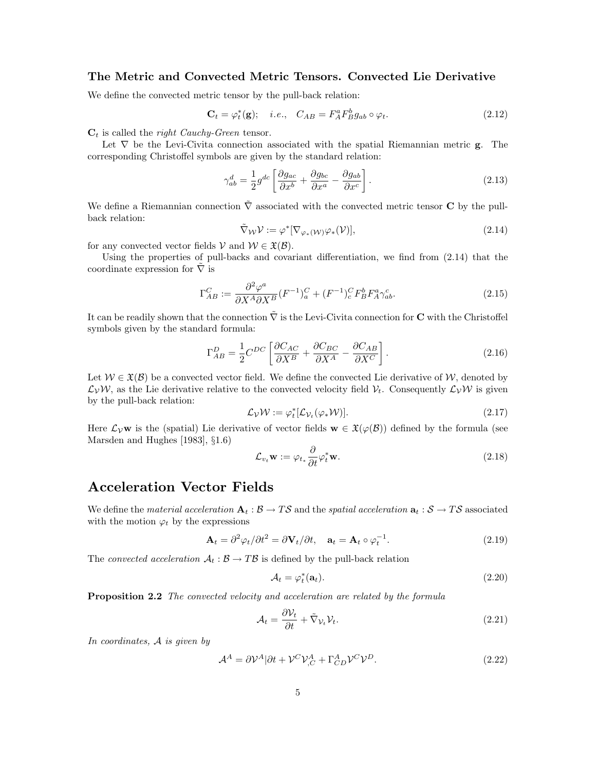### The Metric and Convected Metric Tensors. Convected Lie Derivative

We define the convected metric tensor by the pull-back relation:

$$\mathbf{C}_t = \varphi_t^*(\mathbf{g}); \quad i.e., \quad C_{AB} = F_A^a F_B^b g_{ab} \circ \varphi_t. \tag{2.12}$$

$\mathbf{C}_t$ is called the *right Cauchy-Green* tensor.

Let $\nabla$ be the Levi-Civita connection associated with the spatial Riemannian metric $\mathbf{g}$. The corresponding Christoffel symbols are given by the standard relation:

$$\gamma_{ab}^d = \frac{1}{2} g^{dc} \left[ \frac{\partial g_{ac}}{\partial x^b} + \frac{\partial g_{bc}}{\partial x^a} - \frac{\partial g_{ab}}{\partial x^c} \right]. \tag{2.13}$$

We define a Riemannian connection $\tilde{\nabla}$ associated with the convected metric tensor $\mathbf{C}$ by the pull-back relation:

$$\tilde{\nabla}_{\mathcal{W}} \mathcal{V} := \varphi^* [\nabla_{\varphi_*(\mathcal{W})} \varphi_*(\mathcal{V})], \tag{2.14}$$

for any convected vector fields $\mathcal{V}$ and $\mathcal{W} \in \mathfrak{X}(\mathcal{B})$.

Using the properties of pull-backs and covariant differentiation, we find from (2.14) that the coordinate expression for $\tilde{\nabla}$ is

$$\Gamma_{AB}^C := \frac{\partial^2 \varphi^a}{\partial X^A \partial X^B} (F^{-1})_a^C + (F^{-1})_c^C F_B^b F_A^a \gamma_{ab}^c. \tag{2.15}$$

It can be readily shown that the connection $\tilde{\nabla}$ is the Levi-Civita connection for $\mathbf{C}$ with the Christoffel symbols given by the standard formula:

$$\Gamma_{AB}^D = \frac{1}{2} C^{DC} \left[ \frac{\partial C_{AC}}{\partial X^B} + \frac{\partial C_{BC}}{\partial X^A} - \frac{\partial C_{AB}}{\partial X^C} \right]. \tag{2.16}$$

Let $\mathcal{W} \in \mathfrak{X}(\mathcal{B})$ be a convected vector field. We define the convected Lie derivative of $\mathcal{W}$, denoted by $\mathcal{L}_{\mathcal{V}} \mathcal{W}$, as the Lie derivative relative to the convected velocity field $\mathcal{V}_t$. Consequently $\mathcal{L}_{\mathcal{V}} \mathcal{W}$ is given by the pull-back relation:

$$\mathcal{L}_{\mathcal{V}} \mathcal{W} := \varphi_t^* [\mathcal{L}_{\mathcal{V}_t} (\varphi_* \mathcal{W})]. \tag{2.17}$$

Here $\mathcal{L}_{\mathcal{V}} \mathbf{w}$ is the (spatial) Lie derivative of vector fields $\mathbf{w} \in \mathfrak{X}(\varphi(\mathcal{B}))$ defined by the formula (see Marsden and Hughes [1983], §1.6)

$$\mathcal{L}_{v_t} \mathbf{w} := \varphi_{t_*} \frac{\partial}{\partial t} \varphi_t^* \mathbf{w}. \tag{2.18}$$

## Acceleration Vector Fields

We define the *material acceleration* $\mathbf{A}_t : \mathcal{B} \to T\mathcal{S}$ and the *spatial acceleration* $\mathbf{a}_t : \mathcal{S} \to T\mathcal{S}$ associated with the motion $\varphi_t$ by the expressions

$$\mathbf{A}_t = \partial^2 \varphi_t / \partial t^2 = \partial \mathbf{V}_t / \partial t, \quad \mathbf{a}_t = \mathbf{A}_t \circ \varphi_t^{-1}. \tag{2.19}$$

The *convected acceleration* $\mathcal{A}_t : \mathcal{B} \to T\mathcal{B}$ is defined by the pull-back relation

$$\mathcal{A}_t = \varphi_t^* (\mathbf{a}_t). \tag{2.20}$$

**Proposition 2.2** *The convected velocity and acceleration are related by the formula*

$$\mathcal{A}_t = \frac{\partial \mathcal{V}_t}{\partial t} + \tilde{\nabla}_{\mathcal{V}_t} \mathcal{V}_t. \tag{2.21}$$

*In coordinates, $\mathcal{A}$ is given by*

$$\mathcal{A}^A = \partial \mathcal{V}^A | \partial t + \mathcal{V}^C \mathcal{V}_{,C}^A + \Gamma_{CD}^A \mathcal{V}^C \mathcal{V}^D. \tag{2.22}$$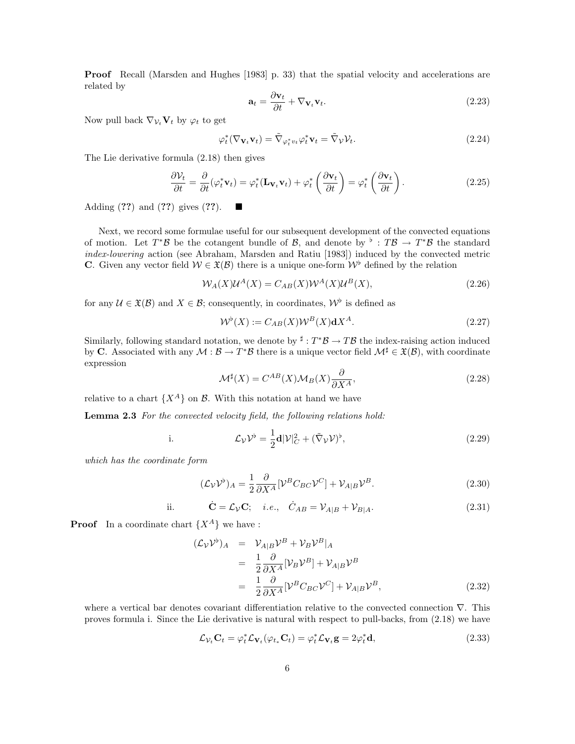**Proof** Recall (Marsden and Hughes [1983] p. 33) that the spatial velocity and accelerations are related by

$$\mathbf{a}_t = \frac{\partial \mathbf{v}_t}{\partial t} + \nabla_{\mathbf{v}_t}\mathbf{v}_t. \tag{2.23}$$

Now pull back $\nabla_{\mathcal{V}_t}\mathbf{V}_t$ by $\varphi_t$ to get

$$\varphi_t^*(\nabla_{\mathbf{V}_t}\mathbf{v}_t) = \tilde{\nabla}_{\varphi_t^* v_t}\varphi_t^*\mathbf{v}_t = \tilde{\nabla}_{\mathcal{V}}\mathcal{V}_t. \tag{2.24}$$

The Lie derivative formula (2.18) then gives

$$\frac{\partial \mathcal{V}_t}{\partial t} = \frac{\partial}{\partial t}(\varphi_t^*\mathbf{v}_t) = \varphi_t^*(\mathbf{L}_{\mathbf{V}_t}\mathbf{v}_t) + \varphi_t^*\left(\frac{\partial \mathbf{v}_t}{\partial t}\right) = \varphi_t^*\left(\frac{\partial \mathbf{v}_t}{\partial t}\right). \tag{2.25}$$

Adding (**??**) and (**??**) gives (**??**). ■

Next, we record some formulae useful for our subsequent development of the convected equations of motion. Let $T^*\mathcal{B}$ be the cotangent bundle of $\mathcal{B}$, and denote by $^\flat : T\mathcal{B} \to T^*\mathcal{B}$ the standard *index-lowering* action (see Abraham, Marsden and Ratiu [1983]) induced by the convected metric $\mathbf{C}$. Given any vector field $\mathcal{W} \in \mathfrak{X}(\mathcal{B})$ there is a unique one-form $\mathcal{W}^\flat$ defined by the relation

$$\mathcal{W}_A(X)\mathcal{U}^A(X) = C_{AB}(X)\mathcal{W}^A(X)\mathcal{U}^B(X), \tag{2.26}$$

for any $\mathcal{U} \in \mathfrak{X}(\mathcal{B})$ and $X \in \mathcal{B}$; consequently, in coordinates, $\mathcal{W}^\flat$ is defined as

$$\mathcal{W}^\flat(X) := C_{AB}(X)\mathcal{W}^B(X)\mathbf{d}X^A. \tag{2.27}$$

Similarly, following standard notation, we denote by $^\sharp : T^*\mathcal{B} \to T\mathcal{B}$ the index-raising action induced by $\mathbf{C}$. Associated with any $\mathcal{M} : \mathcal{B} \to T^*\mathcal{B}$ there is a unique vector field $\mathcal{M}^\sharp \in \mathfrak{X}(\mathcal{B})$, with coordinate expression

$$\mathcal{M}^\sharp(X) = C^{AB}(X)\mathcal{M}_B(X)\frac{\partial}{\partial X^A}, \tag{2.28}$$

relative to a chart $\{X^A\}$ on $\mathcal{B}$. With this notation at hand we have

**Lemma 2.3** *For the convected velocity field, the following relations hold:*

i. $$\mathcal{L}_\mathcal{V}\mathcal{V}^\flat = \frac{1}{2}\mathbf{d}|\mathcal{V}|_C^2 + (\tilde{\nabla}_\mathcal{V}\mathcal{V})^\flat, \tag{2.29}$$

*which has the coordinate form*

$$(\mathcal{L}_\mathcal{V}\mathcal{V}^\flat)_A = \frac{1}{2}\frac{\partial}{\partial X^A}[\mathcal{V}^B C_{BC}\mathcal{V}^C] + \mathcal{V}_{A|B}\mathcal{V}^B. \tag{2.30}$$

ii. $$\dot{\mathbf{C}} = \mathcal{L}_\mathcal{V}\mathbf{C}; \quad i.e., \quad \dot{C}_{AB} = \mathcal{V}_{A|B} + \mathcal{V}_{B|A}. \tag{2.31}$$

**Proof** In a coordinate chart $\{X^A\}$ we have :

$$\begin{aligned}
(\mathcal{L}_\mathcal{V}\mathcal{V}^\flat)_A &= \mathcal{V}_{A|B}\mathcal{V}^B + \mathcal{V}_B\mathcal{V}^B|_A \\
&= \frac{1}{2}\frac{\partial}{\partial X^A}[\mathcal{V}_B\mathcal{V}^B] + \mathcal{V}_{A|B}\mathcal{V}^B \\
&= \frac{1}{2}\frac{\partial}{\partial X^A}[\mathcal{V}^B C_{BC}\mathcal{V}^C] + \mathcal{V}_{A|B}\mathcal{V}^B,
\end{aligned} \tag{2.32}$$

where a vertical bar denotes covariant differentiation relative to the convected connection $\nabla$. This proves formula i. Since the Lie derivative is natural with respect to pull-backs, from (2.18) we have

$$\mathcal{L}_{\mathcal{V}_t}\mathbf{C}_t = \varphi_t^*\mathcal{L}_{\mathbf{V}_t}(\varphi_{t_*}\mathbf{C}_t) = \varphi_t^*\mathcal{L}_{\mathbf{V}_t}\mathbf{g} = 2\varphi_t^*\mathbf{d}, \tag{2.33}$$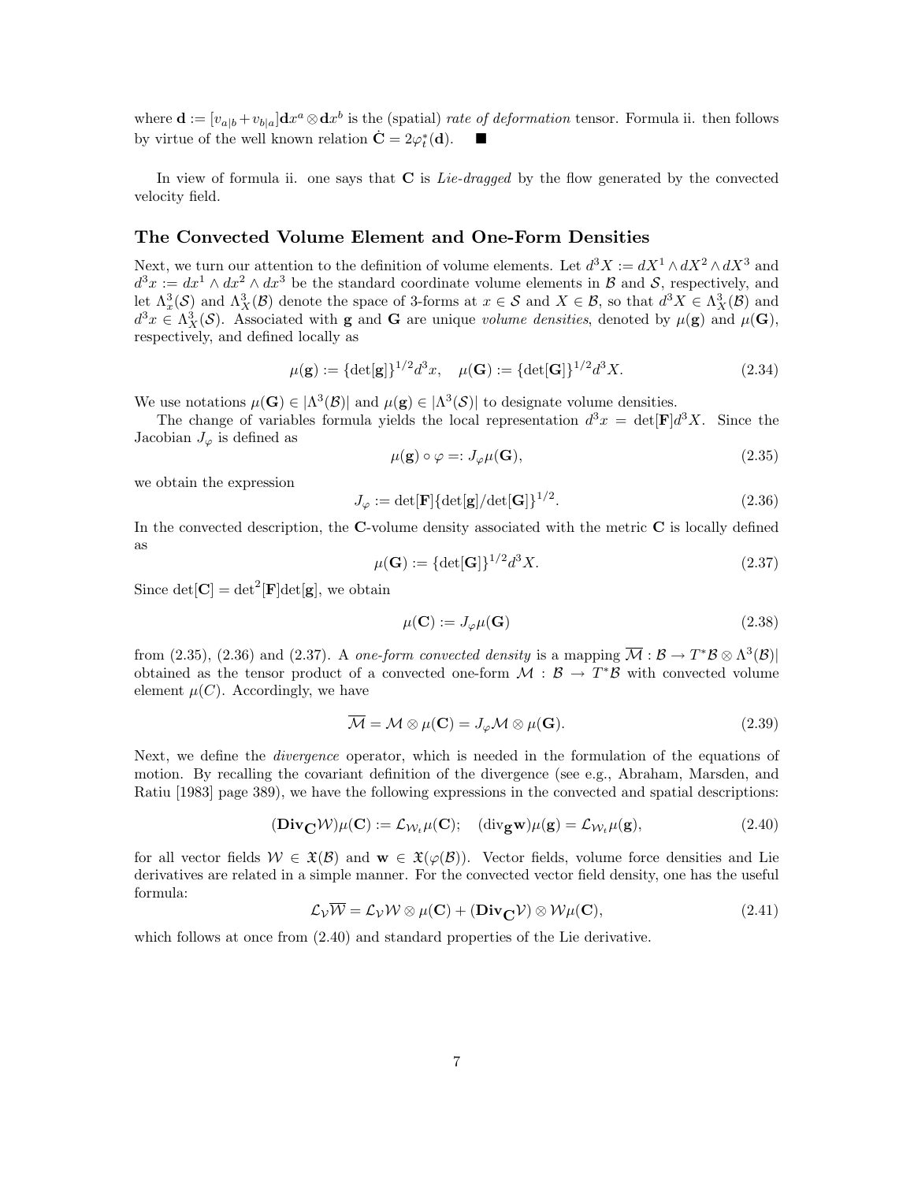where $\mathbf{d} := [v_{a|b} + v_{b|a}]\mathbf{d}x^a \otimes \mathbf{d}x^b$ is the (spatial) *rate of deformation* tensor. Formula ii. then follows by virtue of the well known relation $\dot{\mathbf{C}} = 2\varphi_t^*(\mathbf{d})$. ∎

In view of formula ii. one says that $\mathbf{C}$ is *Lie-dragged* by the flow generated by the convected velocity field.

## The Convected Volume Element and One-Form Densities

Next, we turn our attention to the definition of volume elements. Let $d^3X := dX^1 \wedge dX^2 \wedge dX^3$ and $d^3x := dx^1 \wedge dx^2 \wedge dx^3$ be the standard coordinate volume elements in $\mathcal{B}$ and $\mathcal{S}$, respectively, and let $\Lambda_x^3(\mathcal{S})$ and $\Lambda_X^3(\mathcal{B})$ denote the space of 3-forms at $x \in \mathcal{S}$ and $X \in \mathcal{B}$, so that $d^3X \in \Lambda_X^3(\mathcal{B})$ and $d^3x \in \Lambda_X^3(\mathcal{S})$. Associated with $\mathbf{g}$ and $\mathbf{G}$ are unique *volume densities*, denoted by $\mu(\mathbf{g})$ and $\mu(\mathbf{G})$, respectively, and defined locally as

$$\mu(\mathbf{g}) := \{\det[\mathbf{g}]\}^{1/2} d^3x, \quad \mu(\mathbf{G}) := \{\det[\mathbf{G}]\}^{1/2} d^3X. \tag{2.34}$$

We use notations $\mu(\mathbf{G}) \in |\Lambda^3(\mathcal{B})|$ and $\mu(\mathbf{g}) \in |\Lambda^3(\mathcal{S})|$ to designate volume densities.

The change of variables formula yields the local representation $d^3x = \det[\mathbf{F}]d^3X$. Since the Jacobian $J_\varphi$ is defined as

$$\mu(\mathbf{g}) \circ \varphi =: J_\varphi \mu(\mathbf{G}), \tag{2.35}$$

we obtain the expression

$$J_\varphi := \det[\mathbf{F}]\{\det[\mathbf{g}]/\det[\mathbf{G}]\}^{1/2}. \tag{2.36}$$

In the convected description, the $\mathbf{C}$-volume density associated with the metric $\mathbf{C}$ is locally defined as

$$\mu(\mathbf{G}) := \{\det[\mathbf{G}]\}^{1/2} d^3X. \tag{2.37}$$

Since $\det[\mathbf{C}] = \det^2[\mathbf{F}]\det[\mathbf{g}]$, we obtain

$$\mu(\mathbf{C}) := J_\varphi \mu(\mathbf{G}) \tag{2.38}$$

from (2.35), (2.36) and (2.37). A *one-form convected density* is a mapping $\overline{\mathcal{M}} : \mathcal{B} \to T^*\mathcal{B} \otimes \Lambda^3(\mathcal{B})|$ obtained as the tensor product of a convected one-form $\mathcal{M} : \mathcal{B} \to T^*\mathcal{B}$ with convected volume element $\mu(C)$. Accordingly, we have

$$\overline{\mathcal{M}} = \mathcal{M} \otimes \mu(\mathbf{C}) = J_\varphi \mathcal{M} \otimes \mu(\mathbf{G}). \tag{2.39}$$

Next, we define the *divergence* operator, which is needed in the formulation of the equations of motion. By recalling the covariant definition of the divergence (see e.g., Abraham, Marsden, and Ratiu [1983] page 389), we have the following expressions in the convected and spatial descriptions:

$$(\mathbf{Div}_{\mathbf{C}} \mathcal{W})\mu(\mathbf{C}) := \mathcal{L}_{\mathcal{W}_t} \mu(\mathbf{C}); \quad (\mathrm{div}_{\mathbf{g}} \mathbf{w})\mu(\mathbf{g}) = \mathcal{L}_{\mathcal{W}_t} \mu(\mathbf{g}), \tag{2.40}$$

for all vector fields $\mathcal{W} \in \mathfrak{X}(\mathcal{B})$ and $\mathbf{w} \in \mathfrak{X}(\varphi(\mathcal{B}))$. Vector fields, volume force densities and Lie derivatives are related in a simple manner. For the convected vector field density, one has the useful formula:

$$\mathcal{L}_{\mathcal{V}} \overline{\mathcal{W}} = \mathcal{L}_{\mathcal{V}} \mathcal{W} \otimes \mu(\mathbf{C}) + (\mathbf{Div}_{\mathbf{C}} \mathcal{V}) \otimes \mathcal{W} \mu(\mathbf{C}), \tag{2.41}$$

which follows at once from (2.40) and standard properties of the Lie derivative.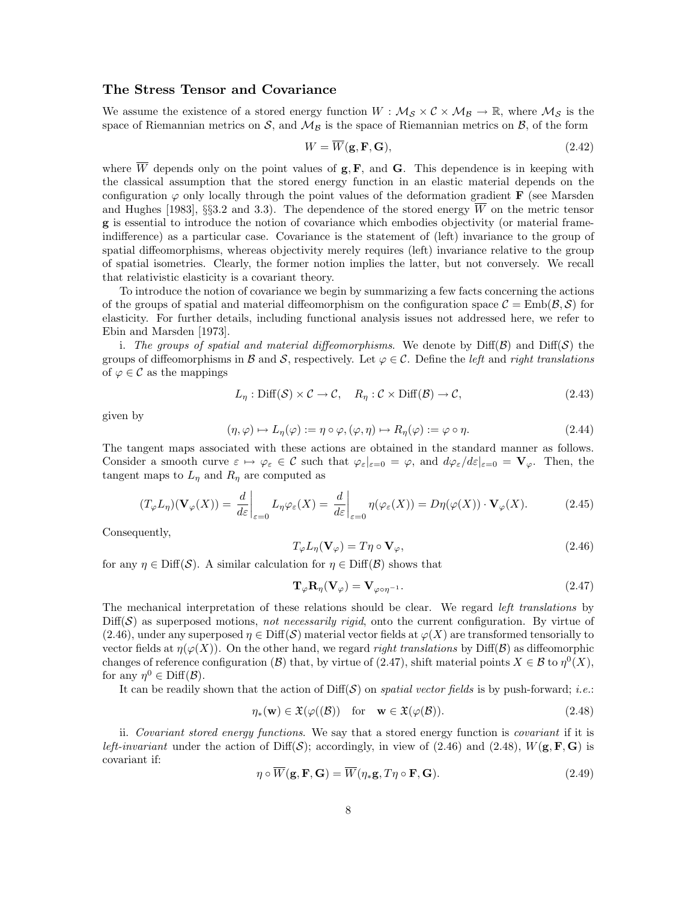### The Stress Tensor and Covariance

We assume the existence of a stored energy function $W : \mathcal{M}_\mathcal{S} \times \mathcal{C} \times \mathcal{M}_\mathcal{B} \to \mathbb{R}$, where $\mathcal{M}_\mathcal{S}$ is the space of Riemannian metrics on $\mathcal{S}$, and $\mathcal{M}_\mathcal{B}$ is the space of Riemannian metrics on $\mathcal{B}$, of the form

$$W = \overline{W}(\mathbf{g}, \mathbf{F}, \mathbf{G}), \tag{2.42}$$

where $\overline{W}$ depends only on the point values of $\mathbf{g}, \mathbf{F}$, and $\mathbf{G}$. This dependence is in keeping with the classical assumption that the stored energy function in an elastic material depends on the configuration $\varphi$ only locally through the point values of the deformation gradient $\mathbf{F}$ (see Marsden and Hughes [1983], §§3.2 and 3.3). The dependence of the stored energy $\overline{W}$ on the metric tensor $\mathbf{g}$ is essential to introduce the notion of covariance which embodies objectivity (or material frame-indifference) as a particular case. Covariance is the statement of (left) invariance to the group of spatial diffeomorphisms, whereas objectivity merely requires (left) invariance relative to the group of spatial isometries. Clearly, the former notion implies the latter, but not conversely. We recall that relativistic elasticity is a covariant theory.

To introduce the notion of covariance we begin by summarizing a few facts concerning the actions of the groups of spatial and material diffeomorphism on the configuration space $\mathcal{C} = \mathrm{Emb}(\mathcal{B}, \mathcal{S})$ for elasticity. For further details, including functional analysis issues not addressed here, we refer to Ebin and Marsden [1973].

i. *The groups of spatial and material diffeomorphisms*. We denote by $\mathrm{Diff}(\mathcal{B})$ and $\mathrm{Diff}(\mathcal{S})$ the groups of diffeomorphisms in $\mathcal{B}$ and $\mathcal{S}$, respectively. Let $\varphi \in \mathcal{C}$. Define the *left* and *right translations* of $\varphi \in \mathcal{C}$ as the mappings

$$L_\eta : \mathrm{Diff}(\mathcal{S}) \times \mathcal{C} \to \mathcal{C}, \quad R_\eta : \mathcal{C} \times \mathrm{Diff}(\mathcal{B}) \to \mathcal{C}, \tag{2.43}$$

given by

$$(\eta, \varphi) \mapsto L_\eta(\varphi) := \eta \circ \varphi, (\varphi, \eta) \mapsto R_\eta(\varphi) := \varphi \circ \eta. \tag{2.44}$$

The tangent maps associated with these actions are obtained in the standard manner as follows. Consider a smooth curve $\varepsilon \mapsto \varphi_\varepsilon \in \mathcal{C}$ such that $\varphi_\varepsilon|_{\varepsilon=0} = \varphi$, and $d\varphi_\varepsilon/d\varepsilon|_{\varepsilon=0} = \mathbf{V}_\varphi$. Then, the tangent maps to $L_\eta$ and $R_\eta$ are computed as

$$(T_\varphi L_\eta)(\mathbf{V}_\varphi(X)) = \left.\frac{d}{d\varepsilon}\right|_{\varepsilon=0} L_\eta \varphi_\varepsilon(X) = \left.\frac{d}{d\varepsilon}\right|_{\varepsilon=0} \eta(\varphi_\varepsilon(X)) = D\eta(\varphi(X)) \cdot \mathbf{V}_\varphi(X). \tag{2.45}$$

Consequently,

$$T_\varphi L_\eta(\mathbf{V}_\varphi) = T\eta \circ \mathbf{V}_\varphi, \tag{2.46}$$

for any $\eta \in \mathrm{Diff}(\mathcal{S})$. A similar calculation for $\eta \in \mathrm{Diff}(\mathcal{B})$ shows that

$$\mathbf{T}_\varphi \mathbf{R}_\eta(\mathbf{V}_\varphi) = \mathbf{V}_{\varphi \circ \eta^{-1}}. \tag{2.47}$$

The mechanical interpretation of these relations should be clear. We regard *left translations* by $\mathrm{Diff}(\mathcal{S})$ as superposed motions, *not necessarily rigid*, onto the current configuration. By virtue of (2.46), under any superposed $\eta \in \mathrm{Diff}(\mathcal{S})$ material vector fields at $\varphi(X)$ are transformed tensorially to vector fields at $\eta(\varphi(X))$. On the other hand, we regard *right translations* by $\mathrm{Diff}(\mathcal{B})$ as diffeomorphic changes of reference configuration ($\mathcal{B}$) that, by virtue of (2.47), shift material points $X \in \mathcal{B}$ to $\eta^0(X)$, for any $\eta^0 \in \mathrm{Diff}(\mathcal{B})$.

It can be readily shown that the action of $\mathrm{Diff}(\mathcal{S})$ on *spatial vector fields* is by push-forward; *i.e.*:

$$\eta_*(\mathbf{w}) \in \mathfrak{X}(\varphi((\mathcal{B})) \quad \text{for} \quad \mathbf{w} \in \mathfrak{X}(\varphi(\mathcal{B})). \tag{2.48}$$

ii. *Covariant stored energy functions*. We say that a stored energy function is *covariant* if it is *left-invariant* under the action of $\mathrm{Diff}(\mathcal{S})$; accordingly, in view of (2.46) and (2.48), $W(\mathbf{g}, \mathbf{F}, \mathbf{G})$ is covariant if:

$$\eta \circ \overline{W}(\mathbf{g}, \mathbf{F}, \mathbf{G}) = \overline{W}(\eta_* \mathbf{g}, T\eta \circ \mathbf{F}, \mathbf{G}). \tag{2.49}$$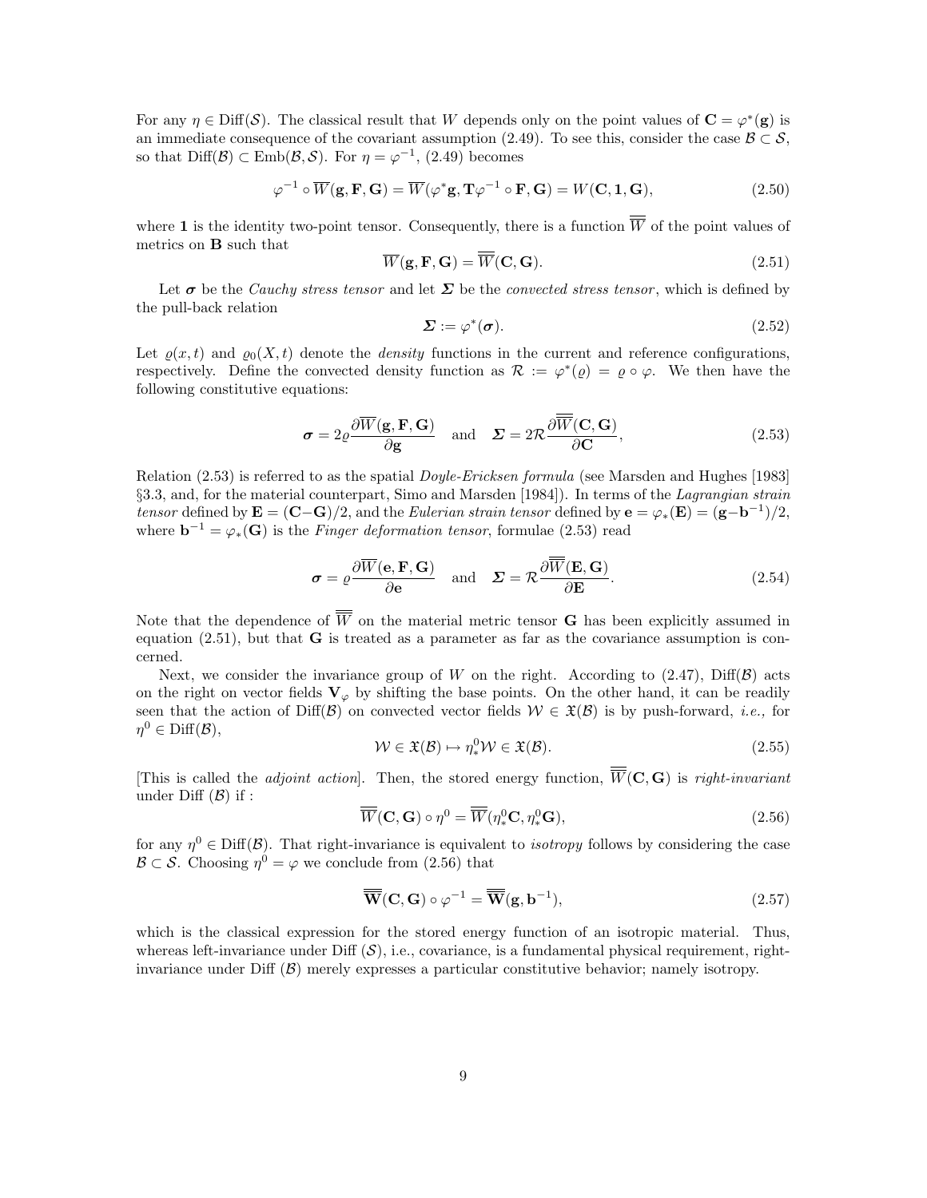For any $\eta \in \mathrm{Diff}(\mathcal{S})$. The classical result that $W$ depends only on the point values of $\mathbf{C} = \varphi^*(\mathbf{g})$ is an immediate consequence of the covariant assumption (2.49). To see this, consider the case $\mathcal{B} \subset \mathcal{S}$, so that $\mathrm{Diff}(\mathcal{B}) \subset \mathrm{Emb}(\mathcal{B}, \mathcal{S})$. For $\eta = \varphi^{-1}$, (2.49) becomes

$$\varphi^{-1} \circ \overline{W}(\mathbf{g}, \mathbf{F}, \mathbf{G}) = \overline{W}(\varphi^* \mathbf{g}, \mathbf{T}\varphi^{-1} \circ \mathbf{F}, \mathbf{G}) = W(\mathbf{C}, \mathbf{1}, \mathbf{G}), \tag{2.50}$$

where $\mathbf{1}$ is the identity two-point tensor. Consequently, there is a function $\overline{\overline{W}}$ of the point values of metrics on $\mathbf{B}$ such that

$$\overline{W}(\mathbf{g}, \mathbf{F}, \mathbf{G}) = \overline{\overline{W}}(\mathbf{C}, \mathbf{G}). \tag{2.51}$$

Let $\boldsymbol{\sigma}$ be the *Cauchy stress tensor* and let $\boldsymbol{\Sigma}$ be the *convected stress tensor*, which is defined by the pull-back relation

$$\boldsymbol{\Sigma} := \varphi^*(\boldsymbol{\sigma}). \tag{2.52}$$

Let $\varrho(x,t)$ and $\varrho_0(X,t)$ denote the *density* functions in the current and reference configurations, respectively. Define the convected density function as $\mathcal{R} := \varphi^*(\varrho) = \varrho \circ \varphi$. We then have the following constitutive equations:

$$\boldsymbol{\sigma} = 2\varrho \frac{\partial \overline{W}(\mathbf{g}, \mathbf{F}, \mathbf{G})}{\partial \mathbf{g}} \quad \text{and} \quad \boldsymbol{\Sigma} = 2\mathcal{R} \frac{\partial \overline{\overline{W}}(\mathbf{C}, \mathbf{G})}{\partial \mathbf{C}}, \tag{2.53}$$

Relation (2.53) is referred to as the spatial *Doyle-Ericksen formula* (see Marsden and Hughes [1983] §3.3, and, for the material counterpart, Simo and Marsden [1984]). In terms of the *Lagrangian strain tensor* defined by $\mathbf{E} = (\mathbf{C} - \mathbf{G})/2$, and the *Eulerian strain tensor* defined by $\mathbf{e} = \varphi_*(\mathbf{E}) = (\mathbf{g} - \mathbf{b}^{-1})/2$, where $\mathbf{b}^{-1} = \varphi_*(\mathbf{G})$ is the *Finger deformation tensor*, formulae (2.53) read

$$\boldsymbol{\sigma} = \varrho \frac{\partial \overline{W}(\mathbf{e}, \mathbf{F}, \mathbf{G})}{\partial \mathbf{e}} \quad \text{and} \quad \boldsymbol{\Sigma} = \mathcal{R} \frac{\partial \overline{\overline{W}}(\mathbf{E}, \mathbf{G})}{\partial \mathbf{E}}. \tag{2.54}$$

Note that the dependence of $\overline{\overline{W}}$ on the material metric tensor $\mathbf{G}$ has been explicitly assumed in equation (2.51), but that $\mathbf{G}$ is treated as a parameter as far as the covariance assumption is concerned.

Next, we consider the invariance group of $W$ on the right. According to (2.47), $\mathrm{Diff}(\mathcal{B})$ acts on the right on vector fields $\mathbf{V}_\varphi$ by shifting the base points. On the other hand, it can be readily seen that the action of $\mathrm{Diff}(\mathcal{B})$ on convected vector fields $\mathcal{W} \in \mathfrak{X}(\mathcal{B})$ is by push-forward, *i.e.,* for $\eta^0 \in \mathrm{Diff}(\mathcal{B})$,

$$\mathcal{W} \in \mathfrak{X}(\mathcal{B}) \mapsto \eta^0_* \mathcal{W} \in \mathfrak{X}(\mathcal{B}). \tag{2.55}$$

[This is called the *adjoint action*]. Then, the stored energy function, $\overline{\overline{W}}(\mathbf{C}, \mathbf{G})$ is *right-invariant* under Diff $(\mathcal{B})$ if :

$$\overline{\overline{W}}(\mathbf{C}, \mathbf{G}) \circ \eta^0 = \overline{\overline{W}}(\eta^0_* \mathbf{C}, \eta^0_* \mathbf{G}), \tag{2.56}$$

for any $\eta^0 \in \mathrm{Diff}(\mathcal{B})$. That right-invariance is equivalent to *isotropy* follows by considering the case $\mathcal{B} \subset \mathcal{S}$. Choosing $\eta^0 = \varphi$ we conclude from (2.56) that

$$\overline{\overline{\mathbf{W}}}(\mathbf{C}, \mathbf{G}) \circ \varphi^{-1} = \overline{\overline{\mathbf{W}}}(\mathbf{g}, \mathbf{b}^{-1}), \tag{2.57}$$

which is the classical expression for the stored energy function of an isotropic material. Thus, whereas left-invariance under Diff $(\mathcal{S})$, i.e., covariance, is a fundamental physical requirement, right-invariance under Diff $(\mathcal{B})$ merely expresses a particular constitutive behavior; namely isotropy.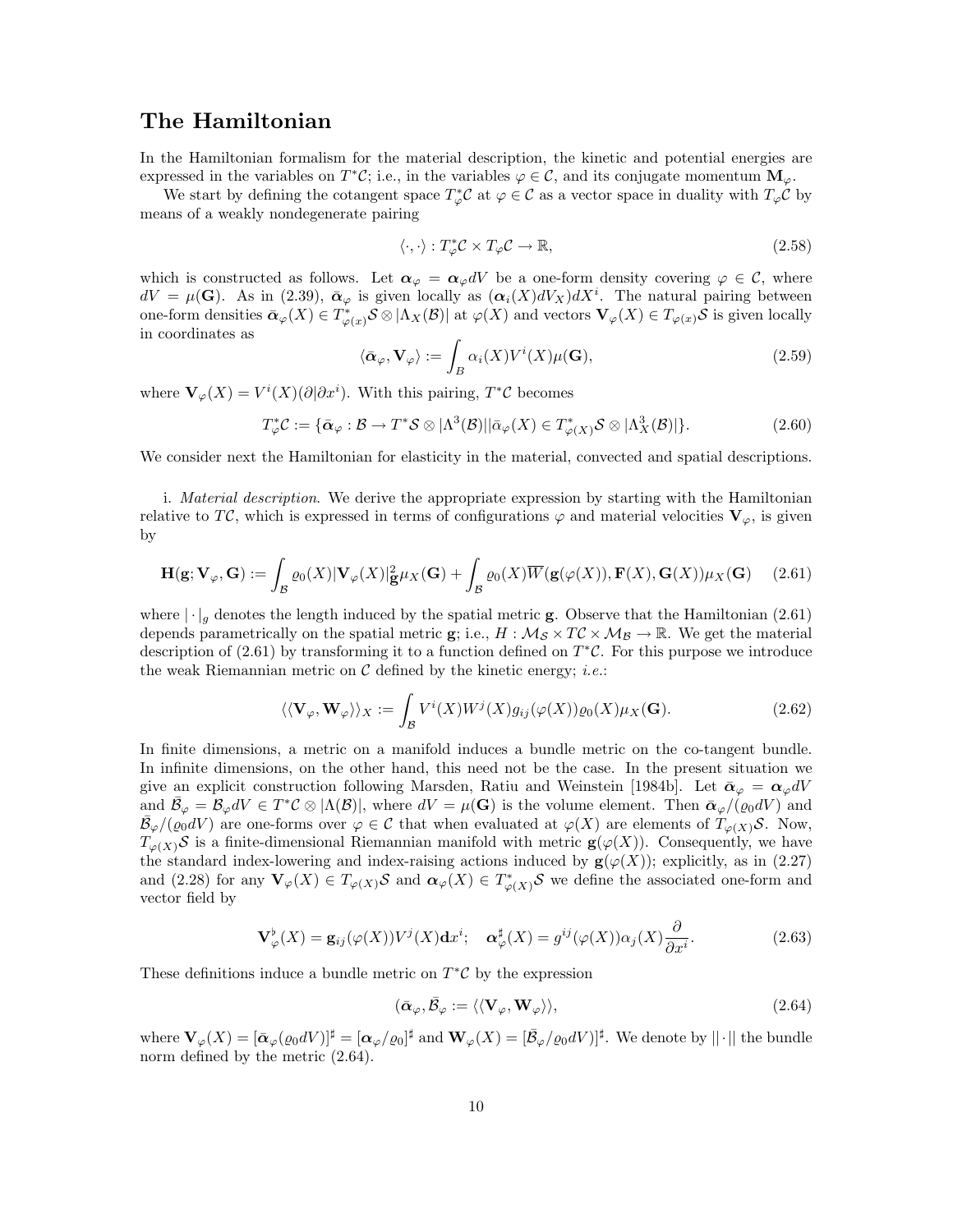## The Hamiltonian

In the Hamiltonian formalism for the material description, the kinetic and potential energies are expressed in the variables on $T^*\mathcal{C}$; i.e., in the variables $\varphi \in \mathcal{C}$, and its conjugate momentum $\mathbf{M}_\varphi$.

We start by defining the cotangent space $T^*_\varphi\mathcal{C}$ at $\varphi \in \mathcal{C}$ as a vector space in duality with $T_\varphi\mathcal{C}$ by means of a weakly nondegenerate pairing

$$\langle \cdot, \cdot \rangle : T^*_\varphi\mathcal{C} \times T_\varphi\mathcal{C} \to \mathbb{R}, \tag{2.58}$$

which is constructed as follows. Let $\boldsymbol{\alpha}_\varphi = \boldsymbol{\alpha}_\varphi dV$ be a one-form density covering $\varphi \in \mathcal{C}$, where $dV = \mu(\mathbf{G})$. As in (2.39), $\bar{\boldsymbol{\alpha}}_\varphi$ is given locally as $(\boldsymbol{\alpha}_i(X)dV_X)dX^i$. The natural pairing between one-form densities $\bar{\boldsymbol{\alpha}}_\varphi(X) \in T^*_{\varphi(x)}\mathcal{S} \otimes |\Lambda_X(\mathcal{B})|$ at $\varphi(X)$ and vectors $\mathbf{V}_\varphi(X) \in T_{\varphi(x)}\mathcal{S}$ is given locally in coordinates as

$$\langle \bar{\boldsymbol{\alpha}}_\varphi, \mathbf{V}_\varphi \rangle := \int_B \alpha_i(X)V^i(X)\mu(\mathbf{G}), \tag{2.59}$$

where $\mathbf{V}_\varphi(X) = V^i(X)(\partial|\partial x^i)$. With this pairing, $T^*\mathcal{C}$ becomes

$$T^*_\varphi\mathcal{C} := \{\bar{\boldsymbol{\alpha}}_\varphi : \mathcal{B} \to T^*\mathcal{S} \otimes |\Lambda^3(\mathcal{B})||\bar{\alpha}_\varphi(X) \in T^*_{\varphi(X)}\mathcal{S} \otimes |\Lambda^3_X(\mathcal{B})|\}. \tag{2.60}$$

We consider next the Hamiltonian for elasticity in the material, convected and spatial descriptions.

i. *Material description*. We derive the appropriate expression by starting with the Hamiltonian relative to $T\mathcal{C}$, which is expressed in terms of configurations $\varphi$ and material velocities $\mathbf{V}_\varphi$, is given by

$$\mathbf{H}(\mathbf{g}; \mathbf{V}_\varphi, \mathbf{G}) := \int_\mathcal{B} \varrho_0(X)|\mathbf{V}_\varphi(X)|^2_\mathbf{g}\mu_X(\mathbf{G}) + \int_\mathcal{B} \varrho_0(X)\overline{W}(\mathbf{g}(\varphi(X)), \mathbf{F}(X), \mathbf{G}(X))\mu_X(\mathbf{G}) \tag{2.61}$$

where $|\cdot|_g$ denotes the length induced by the spatial metric $\mathbf{g}$. Observe that the Hamiltonian (2.61) depends parametrically on the spatial metric $\mathbf{g}$; i.e., $H : \mathcal{M}_\mathcal{S} \times T\mathcal{C} \times \mathcal{M}_\mathcal{B} \to \mathbb{R}$. We get the material description of (2.61) by transforming it to a function defined on $T^*\mathcal{C}$. For this purpose we introduce the weak Riemannian metric on $\mathcal{C}$ defined by the kinetic energy; *i.e.*:

$$\langle\langle \mathbf{V}_\varphi, \mathbf{W}_\varphi \rangle\rangle_X := \int_\mathcal{B} V^i(X)W^j(X)g_{ij}(\varphi(X))\varrho_0(X)\mu_X(\mathbf{G}). \tag{2.62}$$

In finite dimensions, a metric on a manifold induces a bundle metric on the co-tangent bundle. In infinite dimensions, on the other hand, this need not be the case. In the present situation we give an explicit construction following Marsden, Ratiu and Weinstein [1984b]. Let $\bar{\boldsymbol{\alpha}}_\varphi = \boldsymbol{\alpha}_\varphi dV$ and $\bar{\mathcal{B}}_\varphi = \mathcal{B}_\varphi dV \in T^*\mathcal{C} \otimes |\Lambda(\mathcal{B})|$, where $dV = \mu(\mathbf{G})$ is the volume element. Then $\bar{\boldsymbol{\alpha}}_\varphi/(\varrho_0 dV)$ and $\bar{\mathcal{B}}_\varphi/(\varrho_0 dV)$ are one-forms over $\varphi \in \mathcal{C}$ that when evaluated at $\varphi(X)$ are elements of $T_{\varphi(X)}\mathcal{S}$. Now, $T_{\varphi(X)}\mathcal{S}$ is a finite-dimensional Riemannian manifold with metric $\mathbf{g}(\varphi(X))$. Consequently, we have the standard index-lowering and index-raising actions induced by $\mathbf{g}(\varphi(X))$; explicitly, as in (2.27) and (2.28) for any $\mathbf{V}_\varphi(X) \in T_{\varphi(X)}\mathcal{S}$ and $\boldsymbol{\alpha}_\varphi(X) \in T^*_{\varphi(X)}\mathcal{S}$ we define the associated one-form and vector field by

$$\mathbf{V}^\flat_\varphi(X) = \mathbf{g}_{ij}(\varphi(X))V^j(X)\mathbf{d}x^i; \quad \boldsymbol{\alpha}^\sharp_\varphi(X) = g^{ij}(\varphi(X))\alpha_j(X)\frac{\partial}{\partial x^i}. \tag{2.63}$$

These definitions induce a bundle metric on $T^*\mathcal{C}$ by the expression

$$(\bar{\boldsymbol{\alpha}}_\varphi, \bar{\mathcal{B}}_\varphi := \langle\langle \mathbf{V}_\varphi, \mathbf{W}_\varphi \rangle\rangle, \tag{2.64}$$

where $\mathbf{V}_\varphi(X) = [\bar{\boldsymbol{\alpha}}_\varphi(\varrho_0 dV)]^\sharp = [\boldsymbol{\alpha}_\varphi/\varrho_0]^\sharp$ and $\mathbf{W}_\varphi(X) = [\bar{\mathcal{B}}_\varphi/\varrho_0 dV)]^\sharp$. We denote by $||\cdot||$ the bundle norm defined by the metric (2.64).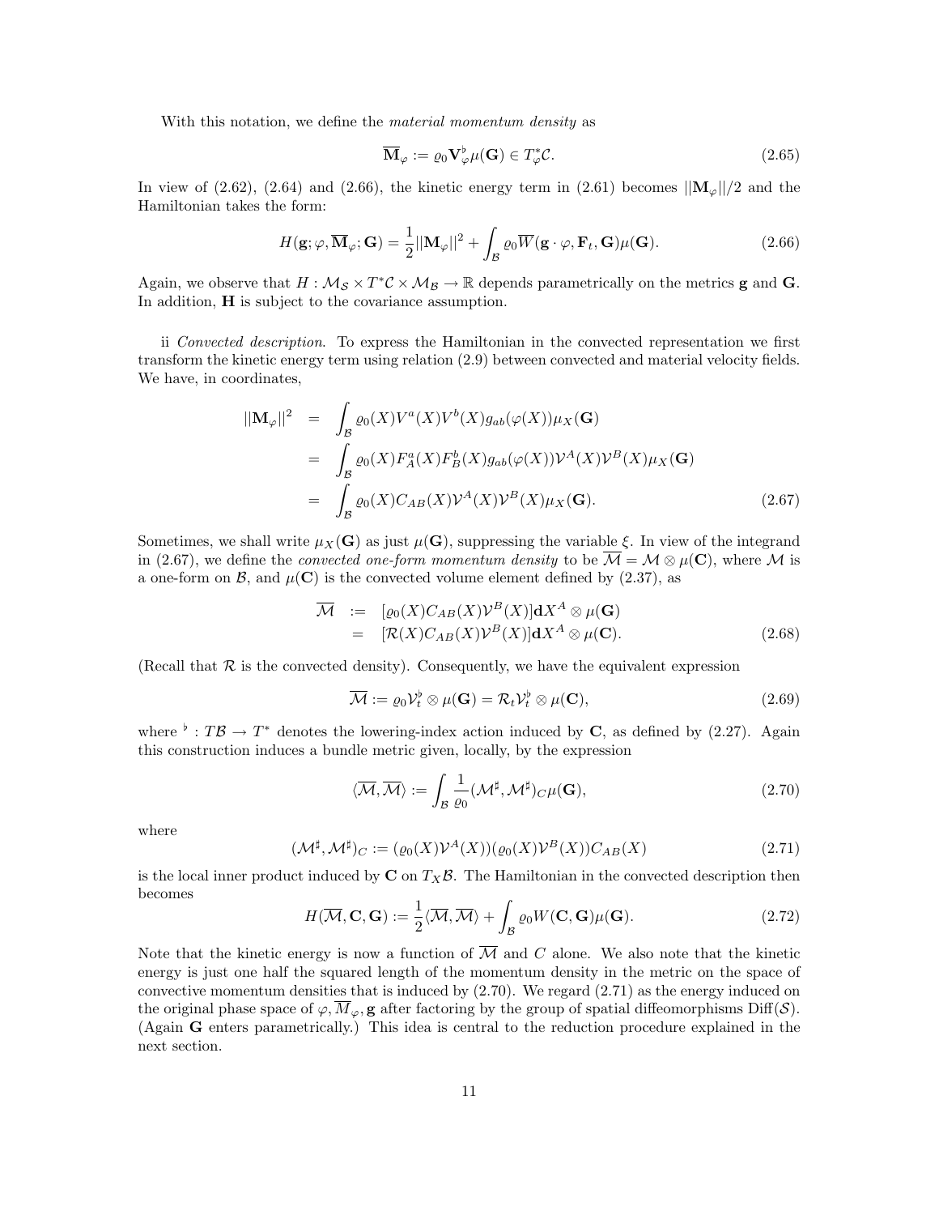With this notation, we define the *material momentum density* as

$$\overline{\mathbf{M}}_\varphi := \varrho_0 \mathbf{V}_\varphi^\flat \mu(\mathbf{G}) \in T^*_\varphi \mathcal{C}. \tag{2.65}$$

In view of (2.62), (2.64) and (2.66), the kinetic energy term in (2.61) becomes $||\mathbf{M}_\varphi||/2$ and the Hamiltonian takes the form:

$$H(\mathbf{g}; \varphi, \overline{\mathbf{M}}_\varphi; \mathbf{G}) = \frac{1}{2}||\mathbf{M}_\varphi||^2 + \int_\mathcal{B} \varrho_0 \overline{W}(\mathbf{g}\cdot\varphi, \mathbf{F}_t, \mathbf{G})\mu(\mathbf{G}). \tag{2.66}$$

Again, we observe that $H : \mathcal{M}_\mathcal{S} \times T^*\mathcal{C} \times \mathcal{M}_\mathcal{B} \to \mathbb{R}$ depends parametrically on the metrics $\mathbf{g}$ and $\mathbf{G}$. In addition, $\mathbf{H}$ is subject to the covariance assumption.

ii *Convected description*. To express the Hamiltonian in the convected representation we first transform the kinetic energy term using relation (2.9) between convected and material velocity fields. We have, in coordinates,

$$\begin{aligned}
||\mathbf{M}_\varphi||^2 &= \int_\mathcal{B} \varrho_0(X) V^a(X) V^b(X) g_{ab}(\varphi(X))\mu_X(\mathbf{G}) \\
&= \int_\mathcal{B} \varrho_0(X) F^a_A(X) F^b_B(X) g_{ab}(\varphi(X)) \mathcal{V}^A(X)\mathcal{V}^B(X)\mu_X(\mathbf{G}) \\
&= \int_\mathcal{B} \varrho_0(X) C_{AB}(X) \mathcal{V}^A(X)\mathcal{V}^B(X)\mu_X(\mathbf{G}).
\end{aligned} \tag{2.67}$$

Sometimes, we shall write $\mu_X(\mathbf{G})$ as just $\mu(\mathbf{G})$, suppressing the variable $\xi$. In view of the integrand in (2.67), we define the *convected one-form momentum density* to be $\overline{\mathcal{M}} = \mathcal{M} \otimes \mu(\mathbf{C})$, where $\mathcal{M}$ is a one-form on $\mathcal{B}$, and $\mu(\mathbf{C})$ is the convected volume element defined by (2.37), as

$$\begin{aligned}
\overline{\mathcal{M}} &:= [\varrho_0(X) C_{AB}(X) \mathcal{V}^B(X)]\mathbf{d}X^A \otimes \mu(\mathbf{G}) \\
&= [\mathcal{R}(X) C_{AB}(X) \mathcal{V}^B(X)]\mathbf{d}X^A \otimes \mu(\mathbf{C}).
\end{aligned} \tag{2.68}$$

(Recall that $\mathcal{R}$ is the convected density). Consequently, we have the equivalent expression

$$\overline{\mathcal{M}} := \varrho_0 \mathcal{V}_t^\flat \otimes \mu(\mathbf{G}) = \mathcal{R}_t \mathcal{V}_t^\flat \otimes \mu(\mathbf{C}), \tag{2.69}$$

where $^\flat : T\mathcal{B} \to T^*$ denotes the lowering-index action induced by $\mathbf{C}$, as defined by (2.27). Again this construction induces a bundle metric given, locally, by the expression

$$\langle \overline{\mathcal{M}}, \overline{\mathcal{M}} \rangle := \int_\mathcal{B} \frac{1}{\varrho_0} (\mathcal{M}^\sharp, \mathcal{M}^\sharp)_C \mu(\mathbf{G}), \tag{2.70}$$

where

$$(\mathcal{M}^\sharp, \mathcal{M}^\sharp)_C := (\varrho_0(X)\mathcal{V}^A(X))(\varrho_0(X)\mathcal{V}^B(X)) C_{AB}(X) \tag{2.71}$$

is the local inner product induced by $\mathbf{C}$ on $T_X\mathcal{B}$. The Hamiltonian in the convected description then becomes

$$H(\overline{\mathcal{M}}, \mathbf{C}, \mathbf{G}) := \frac{1}{2}\langle \overline{\mathcal{M}}, \overline{\mathcal{M}} \rangle + \int_\mathcal{B} \varrho_0 W(\mathbf{C}, \mathbf{G})\mu(\mathbf{G}). \tag{2.72}$$

Note that the kinetic energy is now a function of $\overline{\mathcal{M}}$ and $C$ alone. We also note that the kinetic energy is just one half the squared length of the momentum density in the metric on the space of convective momentum densities that is induced by (2.70). We regard (2.71) as the energy induced on the original phase space of $\varphi, \overline{M}_\varphi, \mathbf{g}$ after factoring by the group of spatial diffeomorphisms $\mathrm{Diff}(\mathcal{S})$. (Again $\mathbf{G}$ enters parametrically.) This idea is central to the reduction procedure explained in the next section.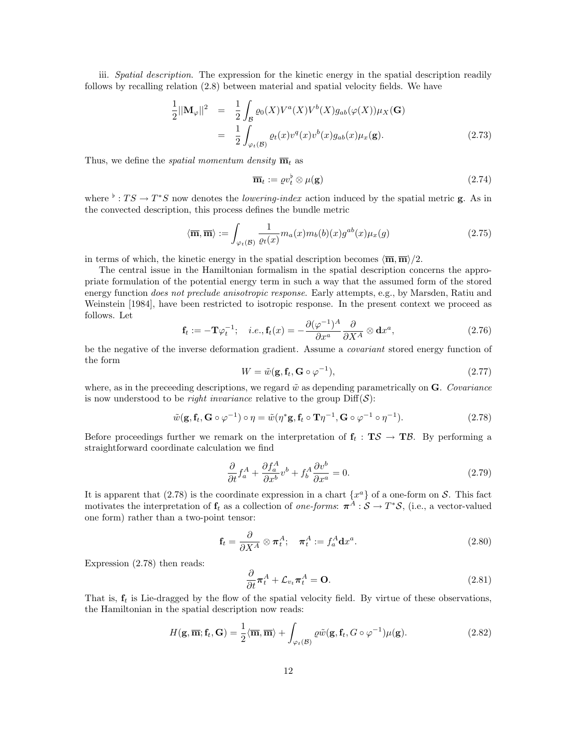iii. *Spatial description*. The expression for the kinetic energy in the spatial description readily follows by recalling relation (2.8) between material and spatial velocity fields. We have

$$\begin{aligned}
\frac{1}{2}||\mathbf{M}_\varphi||^2 &= \frac{1}{2}\int_{\mathcal{B}} \varrho_0(X)V^a(X)V^b(X)g_{ab}(\varphi(X))\mu_X(\mathbf{G}) \\
&= \frac{1}{2}\int_{\varphi_t(\mathcal{B})} \varrho_t(x)v^q(x)v^b(x)g_{ab}(x)\mu_x(\mathbf{g}).
\end{aligned} \tag{2.73}$$

Thus, we define the *spatial momentum density* $\overline{\mathbf{m}}_t$ as

$$\overline{\mathbf{m}}_t := \varrho v_t^\flat \otimes \mu(\mathbf{g}) \tag{2.74}$$

where $^\flat : TS \to T^*S$ now denotes the *lowering-index* action induced by the spatial metric $\mathbf{g}$. As in the convected description, this process defines the bundle metric

$$\langle \overline{\mathbf{m}}, \overline{\mathbf{m}} \rangle := \int_{\varphi_t(\mathcal{B})} \frac{1}{\varrho_t(x)} m_a(x) m_b(b)(x) g^{ab}(x)\mu_x(g) \tag{2.75}$$

in terms of which, the kinetic energy in the spatial description becomes $\langle \overline{\mathbf{m}}, \overline{\mathbf{m}} \rangle /2$.

The central issue in the Hamiltonian formalism in the spatial description concerns the appropriate formulation of the potential energy term in such a way that the assumed form of the stored energy function *does not preclude anisotropic response*. Early attempts, e.g., by Marsden, Ratiu and Weinstein [1984], have been restricted to isotropic response. In the present context we proceed as follows. Let

$$\mathbf{f}_t := -\mathbf{T}\varphi_t^{-1}; \quad i.e., \mathbf{f}_t(x) = -\frac{\partial(\varphi^{-1})^A}{\partial x^a}\frac{\partial}{\partial X^A} \otimes \mathbf{d}x^a, \tag{2.76}$$

be the negative of the inverse deformation gradient. Assume a *covariant* stored energy function of the form

$$W = \tilde{w}(\mathbf{g}, \mathbf{f}_t, \mathbf{G} \circ \varphi^{-1}), \tag{2.77}$$

where, as in the preceeding descriptions, we regard $\tilde{w}$ as depending parametrically on $\mathbf{G}$. *Covariance* is now understood to be *right invariance* relative to the group $\mathrm{Diff}(\mathcal{S})$:

$$\tilde{w}(\mathbf{g}, \mathbf{f}_t, \mathbf{G} \circ \varphi^{-1}) \circ \eta = \tilde{w}(\eta^*\mathbf{g}, \mathbf{f}_t \circ \mathbf{T}\eta^{-1}, \mathbf{G} \circ \varphi^{-1} \circ \eta^{-1}). \tag{2.78}$$

Before proceedings further we remark on the interpretation of $\mathbf{f}_t : \mathbf{T}\mathcal{S} \to \mathbf{T}\mathcal{B}$. By performing a straightforward coordinate calculation we find

$$\frac{\partial}{\partial t} f_a^A + \frac{\partial f_a^A}{\partial x^b} v^b + f_b^A \frac{\partial v^b}{\partial x^a} = 0. \tag{2.79}$$

It is apparent that (2.78) is the coordinate expression in a chart $\{x^a\}$ of a one-form on $\mathcal{S}$. This fact motivates the interpretation of $\mathbf{f}_t$ as a collection of *one-forms*: $\boldsymbol{\pi}^A : \mathcal{S} \to T^*\mathcal{S}$, (i.e., a vector-valued one form) rather than a two-point tensor:

$$\mathbf{f}_t = \frac{\partial}{\partial X^A} \otimes \boldsymbol{\pi}_t^A; \quad \boldsymbol{\pi}_t^A := f_a^A \mathbf{d}x^a. \tag{2.80}$$

Expression (2.78) then reads:

$$\frac{\partial}{\partial t}\boldsymbol{\pi}_t^A + \mathcal{L}_{v_t}\boldsymbol{\pi}_t^A = \mathbf{O}. \tag{2.81}$$

That is, $\mathbf{f}_t$ is Lie-dragged by the flow of the spatial velocity field. By virtue of these observations, the Hamiltonian in the spatial description now reads:

$$H(\mathbf{g}, \overline{\mathbf{m}}; \mathbf{f}_t, \mathbf{G}) = \frac{1}{2}\langle \overline{\mathbf{m}}, \overline{\mathbf{m}} \rangle + \int_{\varphi_t(\mathcal{B})} \varrho \tilde{w}(\mathbf{g}, \mathbf{f}_t, G \circ \varphi^{-1})\mu(\mathbf{g}). \tag{2.82}$$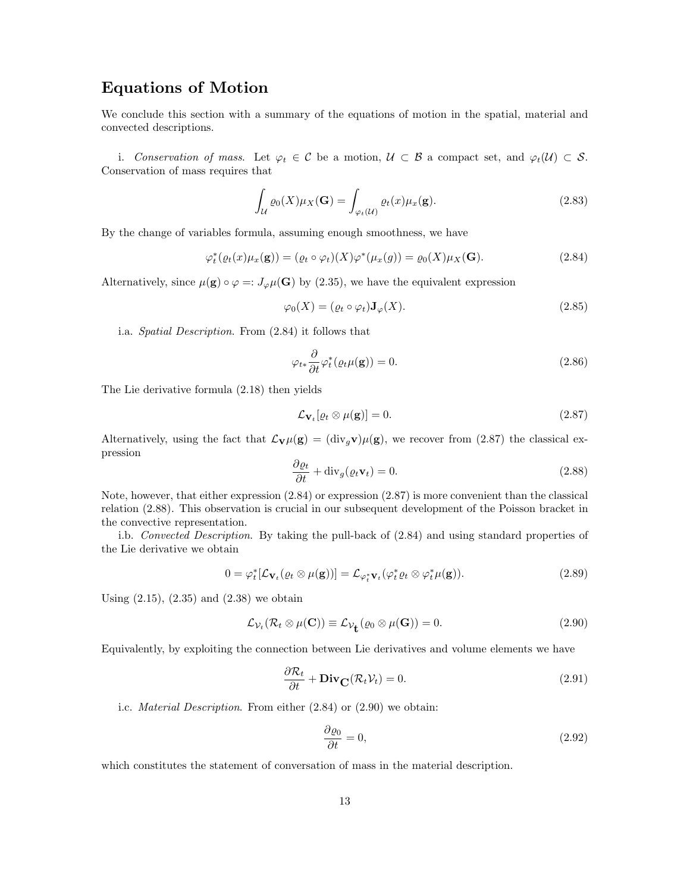## Equations of Motion

We conclude this section with a summary of the equations of motion in the spatial, material and convected descriptions.

i. *Conservation of mass.* Let $\varphi_t \in \mathcal{C}$ be a motion, $\mathcal{U} \subset \mathcal{B}$ a compact set, and $\varphi_t(\mathcal{U}) \subset \mathcal{S}$. Conservation of mass requires that

$$\int_{\mathcal{U}} \varrho_0(X)\mu_X(\mathbf{G}) = \int_{\varphi_t(\mathcal{U})} \varrho_t(x)\mu_x(\mathbf{g}). \tag{2.83}$$

By the change of variables formula, assuming enough smoothness, we have

$$\varphi_t^*(\varrho_t(x)\mu_x(\mathbf{g})) = (\varrho_t \circ \varphi_t)(X)\varphi^*(\mu_x(g)) = \varrho_0(X)\mu_X(\mathbf{G}). \tag{2.84}$$

Alternatively, since $\mu(\mathbf{g}) \circ \varphi =: J_\varphi \mu(\mathbf{G})$ by (2.35), we have the equivalent expression

$$\varphi_0(X) = (\varrho_t \circ \varphi_t)\mathbf{J}_\varphi(X). \tag{2.85}$$

i.a. *Spatial Description.* From (2.84) it follows that

$$\varphi_{t*}\frac{\partial}{\partial t}\varphi_t^*(\varrho_t \mu(\mathbf{g})) = 0. \tag{2.86}$$

The Lie derivative formula (2.18) then yields

$$\mathcal{L}_{\mathbf{v}_t}[\varrho_t \otimes \mu(\mathbf{g})] = 0. \tag{2.87}$$

Alternatively, using the fact that $\mathcal{L}_{\mathbf{V}}\mu(\mathbf{g}) = (\mathrm{div}_g \mathbf{v})\mu(\mathbf{g})$, we recover from (2.87) the classical expression

$$\frac{\partial \varrho_t}{\partial t} + \mathrm{div}_g(\varrho_t \mathbf{v}_t) = 0. \tag{2.88}$$

Note, however, that either expression (2.84) or expression (2.87) is more convenient than the classical relation (2.88). This observation is crucial in our subsequent development of the Poisson bracket in the convective representation.

i.b. *Convected Description.* By taking the pull-back of (2.84) and using standard properties of the Lie derivative we obtain

$$0 = \varphi_t^*[\mathcal{L}_{\mathbf{v}_t}(\varrho_t \otimes \mu(\mathbf{g}))] = \mathcal{L}_{\varphi_t^*\mathbf{v}_t}(\varphi_t^*\varrho_t \otimes \varphi_t^*\mu(\mathbf{g})). \tag{2.89}$$

Using (2.15), (2.35) and (2.38) we obtain

$$\mathcal{L}_{\mathcal{V}_t}(\mathcal{R}_t \otimes \mu(\mathbf{C})) \equiv \mathcal{L}_{\mathcal{V}_{\mathbf{t}}}(\varrho_0 \otimes \mu(\mathbf{G})) = 0. \tag{2.90}$$

Equivalently, by exploiting the connection between Lie derivatives and volume elements we have

$$\frac{\partial \mathcal{R}_t}{\partial t} + \mathbf{Div}_{\mathbf{C}}(\mathcal{R}_t \mathcal{V}_t) = 0. \tag{2.91}$$

i.c. *Material Description.* From either (2.84) or (2.90) we obtain:

$$\frac{\partial \varrho_0}{\partial t} = 0, \tag{2.92}$$

which constitutes the statement of conversation of mass in the material description.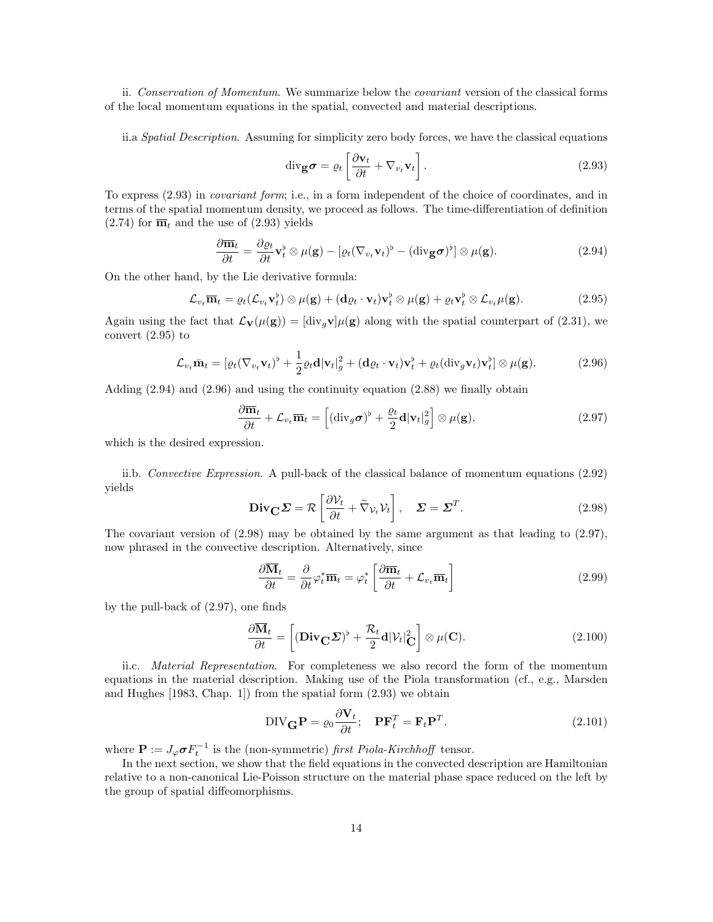ii. *Conservation of Momentum*. We summarize below the *covariant* version of the classical forms of the local momentum equations in the spatial, convected and material descriptions.

ii.a *Spatial Description*. Assuming for simplicity zero body forces, we have the classical equations

$$\operatorname{div}_{\mathbf{g}} \boldsymbol{\sigma} = \varrho_t \left[ \frac{\partial \mathbf{v}_t}{\partial t} + \nabla_{v_t} \mathbf{v}_t \right]. \tag{2.93}$$

To express (2.93) in *covariant form*; i.e., in a form independent of the choice of coordinates, and in terms of the spatial momentum density, we proceed as follows. The time-differentiation of definition (2.74) for $\overline{\mathbf{m}}_t$ and the use of (2.93) yields

$$\frac{\partial \overline{\mathbf{m}}_t}{\partial t} = \frac{\partial \varrho_t}{\partial t} \mathbf{v}_t^\flat \otimes \mu(\mathbf{g}) - [\varrho_t (\nabla_{v_t} \mathbf{v}_t)^\flat - (\operatorname{div}_{\mathbf{g}} \boldsymbol{\sigma})^\flat] \otimes \mu(\mathbf{g}). \tag{2.94}$$

On the other hand, by the Lie derivative formula:

$$\mathcal{L}_{v_t} \overline{\mathbf{m}}_t = \varrho_t (\mathcal{L}_{v_t} \mathbf{v}_t^\flat) \otimes \mu(\mathbf{g}) + (\mathbf{d}\varrho_t \cdot \mathbf{v}_t) \mathbf{v}_t^\flat \otimes \mu(\mathbf{g}) + \varrho_t \mathbf{v}_t^\flat \otimes \mathcal{L}_{v_t} \mu(\mathbf{g}). \tag{2.95}$$

Again using the fact that $\mathcal{L}_{\mathbf{V}}(\mu(\mathbf{g})) = [\operatorname{div}_g \mathbf{v}] \mu(\mathbf{g})$ along with the spatial counterpart of (2.31), we convert (2.95) to

$$\mathcal{L}_{v_t} \bar{\mathbf{m}}_t = [\varrho_t (\nabla_{v_t} \mathbf{v}_t)^\flat + \frac{1}{2} \varrho_t \mathbf{d} |\mathbf{v}_t|_g^2 + (\mathbf{d}\varrho_t \cdot \mathbf{v}_t) \mathbf{v}_t^\flat + \varrho_t (\operatorname{div}_g \mathbf{v}_t) \mathbf{v}_t^\flat] \otimes \mu(\mathbf{g}). \tag{2.96}$$

Adding (2.94) and (2.96) and using the continuity equation (2.88) we finally obtain

$$\frac{\partial \overline{\mathbf{m}}_t}{\partial t} + \mathcal{L}_{v_t} \overline{\mathbf{m}}_t = \left[ (\operatorname{div}_g \boldsymbol{\sigma})^\flat + \frac{\varrho_t}{2} \mathbf{d} |\mathbf{v}_t|_g^2 \right] \otimes \mu(\mathbf{g}), \tag{2.97}$$

which is the desired expression.

ii.b. *Convective Expression*. A pull-back of the classical balance of momentum equations (2.92) yields

$$\mathbf{Div}_{\mathbf{C}} \boldsymbol{\Sigma} = \mathcal{R} \left[ \frac{\partial \mathcal{V}_t}{\partial t} + \widetilde{\nabla}_{\mathcal{V}_t} \mathcal{V}_t \right], \quad \boldsymbol{\Sigma} = \boldsymbol{\Sigma}^T. \tag{2.98}$$

The covariant version of (2.98) may be obtained by the same argument as that leading to (2.97), now phrased in the convective description. Alternatively, since

$$\frac{\partial \overline{\mathbf{M}}_t}{\partial t} = \frac{\partial}{\partial t} \varphi_t^* \overline{\mathbf{m}}_t = \varphi_t^* \left[ \frac{\partial \overline{\mathbf{m}}_t}{\partial t} + \mathcal{L}_{v_t} \overline{\mathbf{m}}_t \right] \tag{2.99}$$

by the pull-back of (2.97), one finds

$$\frac{\partial \overline{\mathbf{M}}_t}{\partial t} = \left[ (\mathbf{Div}_{\mathbf{C}} \boldsymbol{\Sigma})^\flat + \frac{\mathcal{R}_t}{2} \mathbf{d} |\mathcal{V}_t|_{\mathbf{C}}^2 \right] \otimes \mu(\mathbf{C}). \tag{2.100}$$

ii.c. *Material Representation*. For completeness we also record the form of the momentum equations in the material description. Making use of the Piola transformation (cf., e.g., Marsden and Hughes [1983, Chap. 1]) from the spatial form (2.93) we obtain

$$\mathrm{DIV}_{\mathbf{G}} \mathbf{P} = \varrho_0 \frac{\partial \mathbf{V}_t}{\partial t}; \quad \mathbf{P} \mathbf{F}_t^T = \mathbf{F}_t \mathbf{P}^T. \tag{2.101}$$

where $\mathbf{P} := J_\varphi \boldsymbol{\sigma} F_t^{-1}$ is the (non-symmetric) *first Piola-Kirchhoff* tensor.

In the next section, we show that the field equations in the convected description are Hamiltonian relative to a non-canonical Lie-Poisson structure on the material phase space reduced on the left by the group of spatial diffeomorphisms.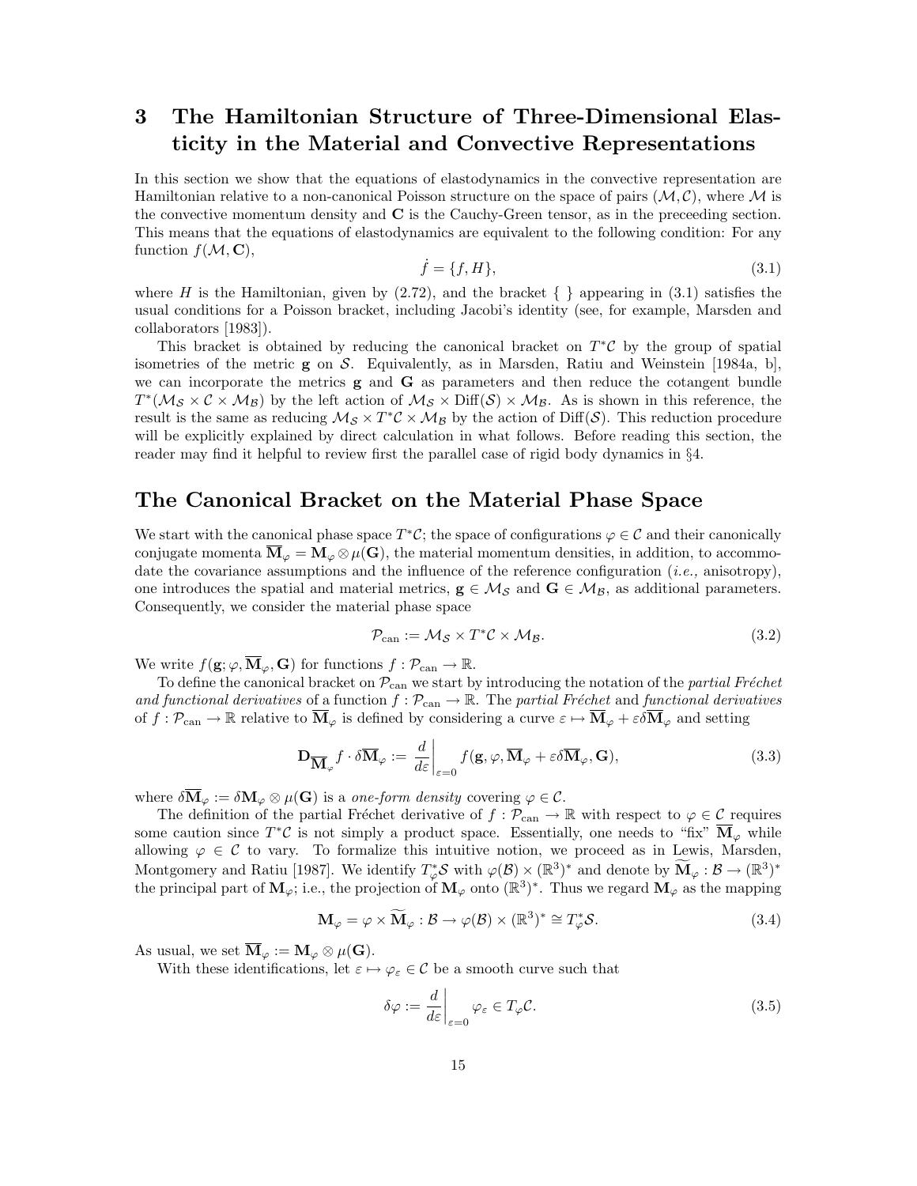# 3 The Hamiltonian Structure of Three-Dimensional Elasticity in the Material and Convective Representations

In this section we show that the equations of elastodynamics in the convective representation are Hamiltonian relative to a non-canonical Poisson structure on the space of pairs $(\mathcal{M}, \mathcal{C})$, where $\mathcal{M}$ is the convective momentum density and $\mathbf{C}$ is the Cauchy-Green tensor, as in the preceeding section. This means that the equations of elastodynamics are equivalent to the following condition: For any function $f(\mathcal{M}, \mathbf{C})$,

$$\dot{f} = \{f, H\}, \tag{3.1}$$

where $H$ is the Hamiltonian, given by (2.72), and the bracket $\{\ \}$ appearing in (3.1) satisfies the usual conditions for a Poisson bracket, including Jacobi's identity (see, for example, Marsden and collaborators [1983]).

This bracket is obtained by reducing the canonical bracket on $T^*\mathcal{C}$ by the group of spatial isometries of the metric $\mathbf{g}$ on $\mathcal{S}$. Equivalently, as in Marsden, Ratiu and Weinstein [1984a, b], we can incorporate the metrics $\mathbf{g}$ and $\mathbf{G}$ as parameters and then reduce the cotangent bundle $T^*(\mathcal{M}_{\mathcal{S}} \times \mathcal{C} \times \mathcal{M}_{\mathcal{B}})$ by the left action of $\mathcal{M}_{\mathcal{S}} \times \mathrm{Diff}(\mathcal{S}) \times \mathcal{M}_{\mathcal{B}}$. As is shown in this reference, the result is the same as reducing $\mathcal{M}_{\mathcal{S}} \times T^*\mathcal{C} \times \mathcal{M}_{\mathcal{B}}$ by the action of $\mathrm{Diff}(\mathcal{S})$. This reduction procedure will be explicitly explained by direct calculation in what follows. Before reading this section, the reader may find it helpful to review first the parallel case of rigid body dynamics in §4.

## The Canonical Bracket on the Material Phase Space

We start with the canonical phase space $T^*\mathcal{C}$; the space of configurations $\varphi \in \mathcal{C}$ and their canonically conjugate momenta $\overline{\mathbf{M}}_\varphi = \mathbf{M}_\varphi \otimes \mu(\mathbf{G})$, the material momentum densities, in addition, to accommodate the covariance assumptions and the influence of the reference configuration (*i.e.,* anisotropy), one introduces the spatial and material metrics, $\mathbf{g} \in \mathcal{M}_{\mathcal{S}}$ and $\mathbf{G} \in \mathcal{M}_{\mathcal{B}}$, as additional parameters. Consequently, we consider the material phase space

$$\mathcal{P}_{\text{can}} := \mathcal{M}_{\mathcal{S}} \times T^*\mathcal{C} \times \mathcal{M}_{\mathcal{B}}. \tag{3.2}$$

We write $f(\mathbf{g}; \varphi, \overline{\mathbf{M}}_\varphi, \mathbf{G})$ for functions $f : \mathcal{P}_{\text{can}} \to \mathbb{R}$.

To define the canonical bracket on $\mathcal{P}_{\text{can}}$ we start by introducing the notation of the *partial Fréchet and functional derivatives* of a function $f : \mathcal{P}_{\text{can}} \to \mathbb{R}$. The *partial Fréchet* and *functional derivatives* of $f : \mathcal{P}_{\text{can}} \to \mathbb{R}$ relative to $\overline{\mathbf{M}}_\varphi$ is defined by considering a curve $\varepsilon \mapsto \overline{\mathbf{M}}_\varphi + \varepsilon\delta\overline{\mathbf{M}}_\varphi$ and setting

$$\mathbf{D}_{\overline{\mathbf{M}}_\varphi} f \cdot \delta\overline{\mathbf{M}}_\varphi := \left.\frac{d}{d\varepsilon}\right|_{\varepsilon=0} f(\mathbf{g}, \varphi, \overline{\mathbf{M}}_\varphi + \varepsilon\delta\overline{\mathbf{M}}_\varphi, \mathbf{G}), \tag{3.3}$$

where $\delta\overline{\mathbf{M}}_\varphi := \delta\mathbf{M}_\varphi \otimes \mu(\mathbf{G})$ is a *one-form density* covering $\varphi \in \mathcal{C}$.

The definition of the partial Fréchet derivative of $f : \mathcal{P}_{\text{can}} \to \mathbb{R}$ with respect to $\varphi \in \mathcal{C}$ requires some caution since $T^*\mathcal{C}$ is not simply a product space. Essentially, one needs to "fix" $\overline{\mathbf{M}}_\varphi$ while allowing $\varphi \in \mathcal{C}$ to vary. To formalize this intuitive notion, we proceed as in Lewis, Marsden, Montgomery and Ratiu [1987]. We identify $T^*_\varphi\mathcal{S}$ with $\varphi(\mathcal{B}) \times (\mathbb{R}^3)^*$ and denote by $\widetilde{\mathbf{M}}_\varphi : \mathcal{B} \to (\mathbb{R}^3)^*$ the principal part of $\mathbf{M}_\varphi$; i.e., the projection of $\mathbf{M}_\varphi$ onto $(\mathbb{R}^3)^*$. Thus we regard $\mathbf{M}_\varphi$ as the mapping

$$\mathbf{M}_\varphi = \varphi \times \widetilde{\mathbf{M}}_\varphi : \mathcal{B} \to \varphi(\mathcal{B}) \times (\mathbb{R}^3)^* \cong T^*_\varphi\mathcal{S}. \tag{3.4}$$

As usual, we set $\overline{\mathbf{M}}_\varphi := \mathbf{M}_\varphi \otimes \mu(\mathbf{G})$.

With these identifications, let $\varepsilon \mapsto \varphi_\varepsilon \in \mathcal{C}$ be a smooth curve such that

$$\delta\varphi := \left.\frac{d}{d\varepsilon}\right|_{\varepsilon=0} \varphi_\varepsilon \in T_\varphi\mathcal{C}. \tag{3.5}$$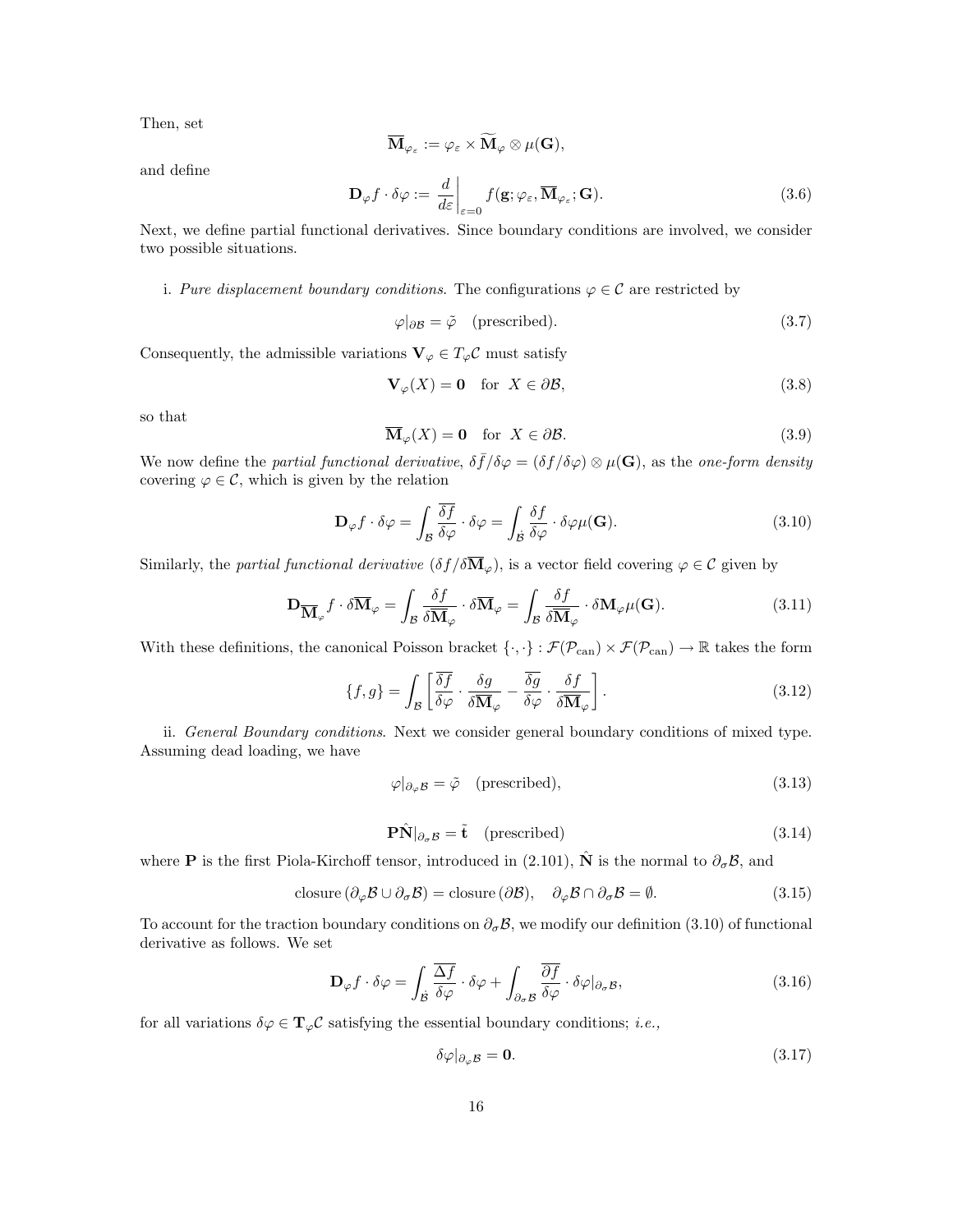Then, set

$$\overline{\mathbf{M}}_{\varphi_\varepsilon} := \varphi_\varepsilon \times \widetilde{\mathbf{M}}_\varphi \otimes \mu(\mathbf{G}),$$

and define

$$\mathbf{D}_\varphi f \cdot \delta\varphi := \left.\frac{d}{d\varepsilon}\right|_{\varepsilon=0} f(\mathbf{g}; \varphi_\varepsilon, \overline{\mathbf{M}}_{\varphi_\varepsilon}; \mathbf{G}). \tag{3.6}$$

Next, we define partial functional derivatives. Since boundary conditions are involved, we consider two possible situations.

i. *Pure displacement boundary conditions*. The configurations $\varphi \in \mathcal{C}$ are restricted by

$$\varphi|_{\partial\mathcal{B}} = \tilde{\varphi} \quad \text{(prescribed)}. \tag{3.7}$$

Consequently, the admissible variations $\mathbf{V}_\varphi \in T_\varphi\mathcal{C}$ must satisfy

$$\mathbf{V}_\varphi(X) = \mathbf{0} \quad \text{for } X \in \partial\mathcal{B}, \tag{3.8}$$

so that

$$\overline{\mathbf{M}}_\varphi(X) = \mathbf{0} \quad \text{for } X \in \partial\mathcal{B}. \tag{3.9}$$

We now define the *partial functional derivative*, $\delta\bar{f}/\delta\varphi = (\delta f/\delta\varphi) \otimes \mu(\mathbf{G})$, as the *one-form density* covering $\varphi \in \mathcal{C}$, which is given by the relation

$$\mathbf{D}_\varphi f \cdot \delta\varphi = \int_{\mathcal{B}} \overline{\frac{\delta f}{\delta\varphi}} \cdot \delta\varphi = \int_{\dot{\mathcal{B}}} \frac{\delta f}{\delta\varphi} \cdot \delta\varphi\mu(\mathbf{G}). \tag{3.10}$$

Similarly, the *partial functional derivative* $(\delta f/\delta\overline{\mathbf{M}}_\varphi)$, is a vector field covering $\varphi \in \mathcal{C}$ given by

$$\mathbf{D}_{\overline{\mathbf{M}}_\varphi} f \cdot \delta\overline{\mathbf{M}}_\varphi = \int_{\mathcal{B}} \frac{\delta f}{\delta\overline{\mathbf{M}}_\varphi} \cdot \delta\overline{\mathbf{M}}_\varphi = \int_{\mathcal{B}} \frac{\delta f}{\delta\overline{\mathbf{M}}_\varphi} \cdot \delta\mathbf{M}_\varphi\mu(\mathbf{G}). \tag{3.11}$$

With these definitions, the canonical Poisson bracket $\{\cdot,\cdot\} : \mathcal{F}(\mathcal{P}_{\text{can}}) \times \mathcal{F}(\mathcal{P}_{\text{can}}) \to \mathbb{R}$ takes the form

$$\{f, g\} = \int_{\mathcal{B}} \left[ \overline{\frac{\delta f}{\delta\varphi}} \cdot \frac{\delta g}{\delta\overline{\mathbf{M}}_\varphi} - \overline{\frac{\delta g}{\delta\varphi}} \cdot \frac{\delta f}{\delta\overline{\mathbf{M}}_\varphi} \right]. \tag{3.12}$$

ii. *General Boundary conditions*. Next we consider general boundary conditions of mixed type. Assuming dead loading, we have

$$\varphi|_{\partial_\varphi\mathcal{B}} = \tilde{\varphi} \quad \text{(prescribed)}, \tag{3.13}$$

$$\mathbf{P}\hat{\mathbf{N}}|_{\partial_\sigma\mathcal{B}} = \tilde{\mathbf{t}} \quad \text{(prescribed)} \tag{3.14}$$

where $\mathbf{P}$ is the first Piola-Kirchoff tensor, introduced in (2.101), $\hat{\mathbf{N}}$ is the normal to $\partial_\sigma\mathcal{B}$, and

$$\text{closure}\,(\partial_\varphi\mathcal{B} \cup \partial_\sigma\mathcal{B}) = \text{closure}\,(\partial\mathcal{B}), \quad \partial_\varphi\mathcal{B} \cap \partial_\sigma\mathcal{B} = \emptyset. \tag{3.15}$$

To account for the traction boundary conditions on $\partial_\sigma\mathcal{B}$, we modify our definition (3.10) of functional derivative as follows. We set

$$\mathbf{D}_\varphi f \cdot \delta\varphi = \int_{\dot{\mathcal{B}}} \overline{\frac{\Delta f}{\delta\varphi}} \cdot \delta\varphi + \int_{\partial_\sigma\mathcal{B}} \overline{\frac{\partial f}{\delta\varphi}} \cdot \delta\varphi|_{\partial_\sigma\mathcal{B}}, \tag{3.16}$$

for all variations $\delta\varphi \in \mathbf{T}_\varphi\mathcal{C}$ satisfying the essential boundary conditions; *i.e.,*

$$\delta\varphi|_{\partial_\varphi\mathcal{B}} = \mathbf{0}. \tag{3.17}$$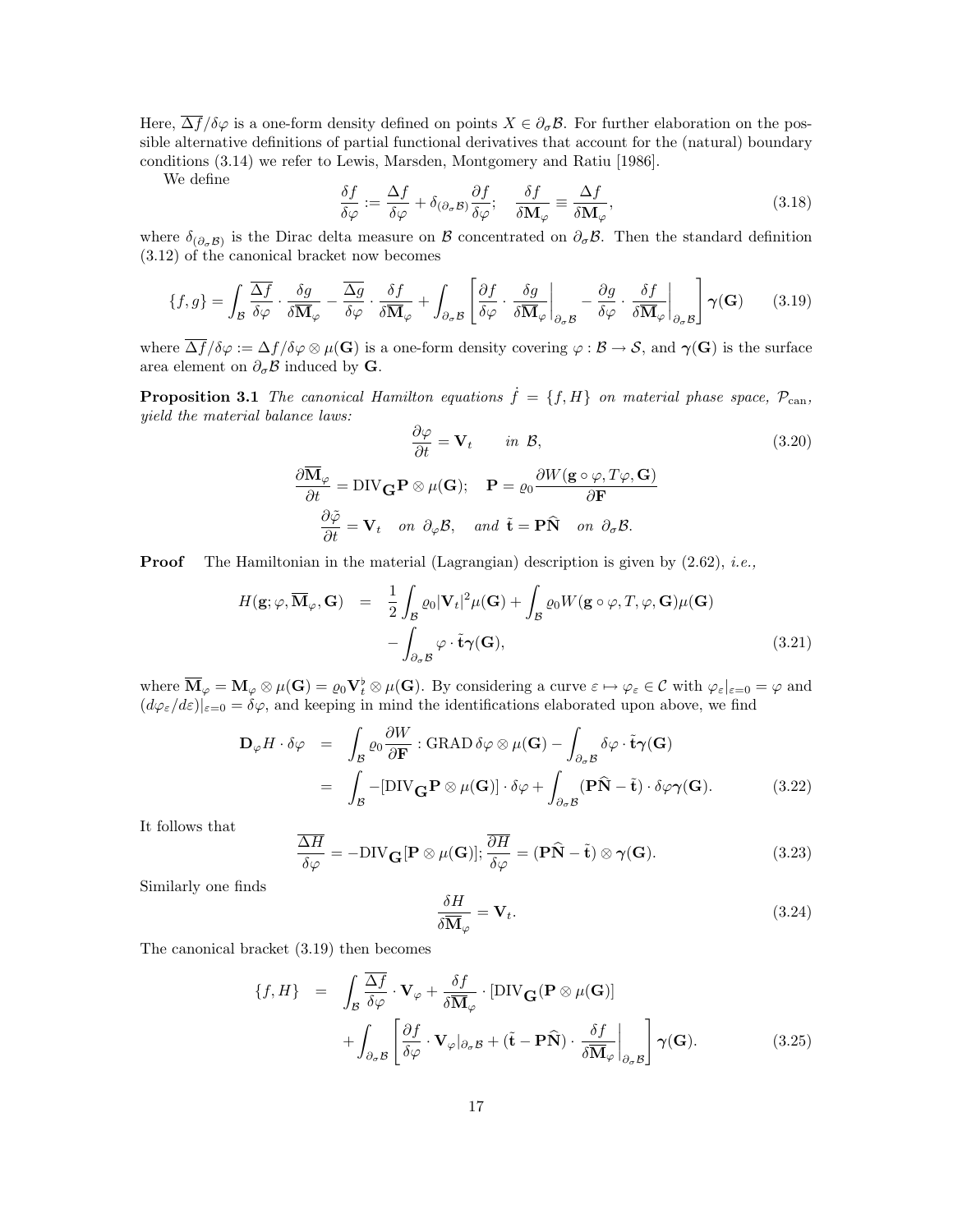Here, $\overline{\Delta f}/\delta\varphi$ is a one-form density defined on points $X \in \partial_\sigma\mathcal{B}$. For further elaboration on the possible alternative definitions of partial functional derivatives that account for the (natural) boundary conditions (3.14) we refer to Lewis, Marsden, Montgomery and Ratiu [1986].

We define

$$\frac{\delta f}{\delta\varphi} := \frac{\Delta f}{\delta\varphi} + \delta_{(\partial_\sigma\mathcal{B})}\frac{\partial f}{\delta\varphi}; \quad \frac{\delta f}{\delta\mathbf{M}_\varphi} \equiv \frac{\Delta f}{\delta\mathbf{M}_\varphi}, \tag{3.18}$$

where $\delta_{(\partial_\sigma\mathcal{B})}$ is the Dirac delta measure on $\mathcal{B}$ concentrated on $\partial_\sigma\mathcal{B}$. Then the standard definition (3.12) of the canonical bracket now becomes

$$\{f,g\} = \int_{\mathcal{B}} \frac{\overline{\Delta f}}{\delta\varphi}\cdot\frac{\delta g}{\delta\overline{\mathbf{M}}_\varphi} - \frac{\overline{\Delta g}}{\delta\varphi}\cdot\frac{\delta f}{\delta\overline{\mathbf{M}}_\varphi} + \int_{\partial_\sigma\mathcal{B}}\left[\frac{\partial f}{\delta\varphi}\cdot\left.\frac{\delta g}{\delta\overline{\mathbf{M}}_\varphi}\right|_{\partial_\sigma\mathcal{B}} - \frac{\partial g}{\delta\varphi}\cdot\left.\frac{\delta f}{\delta\overline{\mathbf{M}}_\varphi}\right|_{\partial_\sigma\mathcal{B}}\right]\boldsymbol{\gamma}(\mathbf{G}) \tag{3.19}$$

where $\overline{\Delta f}/\delta\varphi := \Delta f/\delta\varphi\otimes\mu(\mathbf{G})$ is a one-form density covering $\varphi:\mathcal{B}\to\mathcal{S}$, and $\boldsymbol{\gamma}(\mathbf{G})$ is the surface area element on $\partial_\sigma\mathcal{B}$ induced by $\mathbf{G}$.

**Proposition 3.1** *The canonical Hamilton equations $\dot f = \{f,H\}$ on material phase space, $\mathcal{P}_{\rm can}$, yield the material balance laws:*

$$\frac{\partial\varphi}{\partial t} = \mathbf{V}_t \qquad \textit{in } \mathcal{B}, \tag{3.20}$$

$$\frac{\partial\overline{\mathbf{M}}_\varphi}{\partial t} = \mathrm{DIV}_{\mathbf{G}}\mathbf{P}\otimes\mu(\mathbf{G}); \quad \mathbf{P} = \varrho_0\frac{\partial W(\mathbf{g}\circ\varphi, T\varphi, \mathbf{G})}{\partial\mathbf{F}}$$

$$\frac{\partial\tilde\varphi}{\partial t} = \mathbf{V}_t \quad \textit{on } \partial_\varphi\mathcal{B}, \quad \textit{and } \tilde{\mathbf{t}} = \mathbf{P}\widehat{\mathbf{N}} \quad \textit{on } \partial_\sigma\mathcal{B}.$$

**Proof** The Hamiltonian in the material (Lagrangian) description is given by (2.62), *i.e.,*

$$\begin{aligned} H(\mathbf{g};\varphi,\overline{\mathbf{M}}_\varphi,\mathbf{G}) &= \frac{1}{2}\int_{\mathcal{B}}\varrho_0|\mathbf{V}_t|^2\mu(\mathbf{G}) + \int_{\mathcal{B}}\varrho_0 W(\mathbf{g}\circ\varphi, T,\varphi,\mathbf{G})\mu(\mathbf{G}) \\ &\quad - \int_{\partial_\sigma\mathcal{B}}\varphi\cdot\tilde{\mathbf{t}}\boldsymbol{\gamma}(\mathbf{G}), \end{aligned} \tag{3.21}$$

where $\overline{\mathbf{M}}_\varphi = \mathbf{M}_\varphi\otimes\mu(\mathbf{G}) = \varrho_0\mathbf{V}_t^\flat\otimes\mu(\mathbf{G})$. By considering a curve $\varepsilon\mapsto\varphi_\varepsilon\in\mathcal{C}$ with $\varphi_\varepsilon|_{\varepsilon=0}=\varphi$ and $(d\varphi_\varepsilon/d\varepsilon)|_{\varepsilon=0} = \delta\varphi$, and keeping in mind the identifications elaborated upon above, we find

$$\begin{aligned} \mathbf{D}_\varphi H\cdot\delta\varphi &= \int_{\mathcal{B}}\varrho_0\frac{\partial W}{\partial\mathbf{F}}:\mathrm{GRAD}\,\delta\varphi\otimes\mu(\mathbf{G}) - \int_{\partial_\sigma\mathcal{B}}\delta\varphi\cdot\tilde{\mathbf{t}}\boldsymbol{\gamma}(\mathbf{G}) \\ &= \int_{\mathcal{B}} -[\mathrm{DIV}_{\mathbf{G}}\mathbf{P}\otimes\mu(\mathbf{G})]\cdot\delta\varphi + \int_{\partial_\sigma\mathcal{B}}(\mathbf{P}\widehat{\mathbf{N}} - \tilde{\mathbf{t}})\cdot\delta\varphi\boldsymbol{\gamma}(\mathbf{G}). \end{aligned} \tag{3.22}$$

It follows that

$$\frac{\overline{\Delta H}}{\delta\varphi} = -\mathrm{DIV}_{\mathbf{G}}[\mathbf{P}\otimes\mu(\mathbf{G})]; \; \frac{\overline{\partial H}}{\delta\varphi} = (\mathbf{P}\widehat{\mathbf{N}} - \tilde{\mathbf{t}})\otimes\boldsymbol{\gamma}(\mathbf{G}). \tag{3.23}$$

Similarly one finds

$$\frac{\delta H}{\delta\overline{\mathbf{M}}_\varphi} = \mathbf{V}_t. \tag{3.24}$$

The canonical bracket (3.19) then becomes

$$\begin{aligned} \{f,H\} &= \int_{\mathcal{B}}\frac{\overline{\Delta f}}{\delta\varphi}\cdot\mathbf{V}_\varphi + \frac{\delta f}{\delta\overline{\mathbf{M}}_\varphi}\cdot[\mathrm{DIV}_{\mathbf{G}}(\mathbf{P}\otimes\mu(\mathbf{G})] \\ &\quad + \int_{\partial_\sigma\mathcal{B}}\left[\frac{\partial f}{\delta\varphi}\cdot\mathbf{V}_\varphi|_{\partial_\sigma\mathcal{B}} + (\tilde{\mathbf{t}} - \mathbf{P}\widehat{\mathbf{N}})\cdot\left.\frac{\delta f}{\delta\overline{\mathbf{M}}_\varphi}\right|_{\partial_\sigma\mathcal{B}}\right]\boldsymbol{\gamma}(\mathbf{G}). \end{aligned} \tag{3.25}$$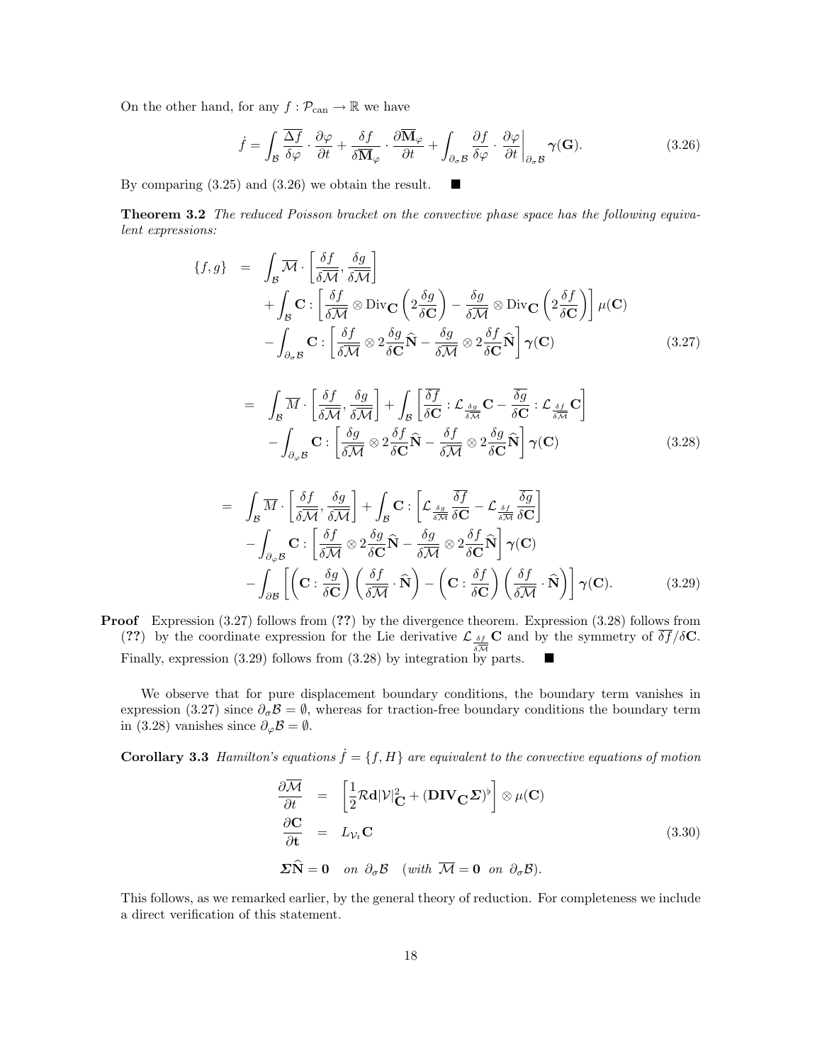On the other hand, for any $f : \mathcal{P}_{\text{can}} \to \mathbb{R}$ we have

$$\dot{f} = \int_{\mathcal{B}} \frac{\overline{\Delta f}}{\delta \varphi} \cdot \frac{\partial \varphi}{\partial t} + \frac{\delta f}{\delta \overline{\mathbf{M}}_{\varphi}} \cdot \frac{\partial \overline{\mathbf{M}}_{\varphi}}{\partial t} + \int_{\partial_{\sigma} \mathcal{B}} \frac{\partial f}{\delta \varphi} \cdot \frac{\partial \varphi}{\partial t}\bigg|_{\partial_{\sigma} \mathcal{B}} \boldsymbol{\gamma}(\mathbf{G}). \tag{3.26}$$

By comparing (3.25) and (3.26) we obtain the result. ∎

**Theorem 3.2** *The reduced Poisson bracket on the convective phase space has the following equivalent expressions:*

$$\begin{aligned}
\{f, g\} \;=\; & \int_{\mathcal{B}} \overline{\mathcal{M}} \cdot \left[ \frac{\delta f}{\delta \overline{\mathcal{M}}}, \frac{\delta g}{\delta \overline{\mathcal{M}}} \right] \\
& + \int_{\mathcal{B}} \mathbf{C} : \left[ \frac{\delta f}{\delta \overline{\mathcal{M}}} \otimes \operatorname{Div}_{\mathbf{C}} \left( 2 \frac{\delta g}{\delta \mathbf{C}} \right) - \frac{\delta g}{\delta \overline{\mathcal{M}}} \otimes \operatorname{Div}_{\mathbf{C}} \left( 2 \frac{\delta f}{\delta \mathbf{C}} \right) \right] \mu(\mathbf{C}) \\
& - \int_{\partial_{\sigma} \mathcal{B}} \mathbf{C} : \left[ \frac{\delta f}{\delta \overline{\mathcal{M}}} \otimes 2 \frac{\delta g}{\delta \mathbf{C}} \widehat{\mathbf{N}} - \frac{\delta g}{\delta \overline{\mathcal{M}}} \otimes 2 \frac{\delta f}{\delta \mathbf{C}} \widehat{\mathbf{N}} \right] \boldsymbol{\gamma}(\mathbf{C})
\end{aligned} \tag{3.27}$$

$$\begin{aligned}
= \; & \int_{\mathcal{B}} \overline{M} \cdot \left[ \frac{\delta f}{\delta \overline{\mathcal{M}}}, \frac{\delta g}{\delta \overline{\mathcal{M}}} \right] + \int_{\mathcal{B}} \left[ \frac{\overline{\delta f}}{\delta \mathbf{C}} : \mathcal{L}_{\frac{\delta g}{\delta \overline{\mathcal{M}}}} \mathbf{C} - \frac{\overline{\delta g}}{\delta \mathbf{C}} : \mathcal{L}_{\frac{\delta f}{\delta \overline{\mathcal{M}}}} \mathbf{C} \right] \\
& - \int_{\partial_{\varphi} \mathcal{B}} \mathbf{C} : \left[ \frac{\delta g}{\delta \overline{\mathcal{M}}} \otimes 2 \frac{\delta f}{\delta \mathbf{C}} \widehat{\mathbf{N}} - \frac{\delta f}{\delta \overline{\mathcal{M}}} \otimes 2 \frac{\delta g}{\delta \mathbf{C}} \widehat{\mathbf{N}} \right] \boldsymbol{\gamma}(\mathbf{C})
\end{aligned} \tag{3.28}$$

$$\begin{aligned}
= \; & \int_{\mathcal{B}} \overline{M} \cdot \left[ \frac{\delta f}{\delta \overline{\mathcal{M}}}, \frac{\delta g}{\delta \overline{\mathcal{M}}} \right] + \int_{\mathcal{B}} \mathbf{C} : \left[ \mathcal{L}_{\frac{\delta g}{\delta \overline{\mathcal{M}}}} \frac{\overline{\delta f}}{\delta \mathbf{C}} - \mathcal{L}_{\frac{\delta f}{\delta \overline{\mathcal{M}}}} \frac{\overline{\delta g}}{\delta \mathbf{C}} \right] \\
& - \int_{\partial_{\varphi} \mathcal{B}} \mathbf{C} : \left[ \frac{\delta f}{\delta \overline{\mathcal{M}}} \otimes 2 \frac{\delta g}{\delta \mathbf{C}} \widehat{\mathbf{N}} - \frac{\delta g}{\delta \overline{\mathcal{M}}} \otimes 2 \frac{\delta f}{\delta \mathbf{C}} \widehat{\mathbf{N}} \right] \boldsymbol{\gamma}(\mathbf{C}) \\
& - \int_{\partial \mathcal{B}} \left[ \left( \mathbf{C} : \frac{\delta g}{\delta \mathbf{C}} \right) \left( \frac{\delta f}{\delta \overline{\mathcal{M}}} \cdot \widehat{\mathbf{N}} \right) - \left( \mathbf{C} : \frac{\delta f}{\delta \mathbf{C}} \right) \left( \frac{\delta f}{\delta \overline{\mathcal{M}}} \cdot \widehat{\mathbf{N}} \right) \right] \boldsymbol{\gamma}(\mathbf{C}).
\end{aligned} \tag{3.29}$$

**Proof** Expression (3.27) follows from (**??**) by the divergence theorem. Expression (3.28) follows from (**??**) by the coordinate expression for the Lie derivative $\mathcal{L}_{\frac{\delta f}{\delta \overline{\mathcal{M}}}} \mathbf{C}$ and by the symmetry of $\overline{\delta f}/\delta \mathbf{C}$. Finally, expression (3.29) follows from (3.28) by integration by parts. ∎

We observe that for pure displacement boundary conditions, the boundary term vanishes in expression (3.27) since $\partial_{\sigma}\mathcal{B} = \emptyset$, whereas for traction-free boundary conditions the boundary term in (3.28) vanishes since $\partial_{\varphi}\mathcal{B} = \emptyset$.

**Corollary 3.3** *Hamilton's equations $\dot{f} = \{f, H\}$ are equivalent to the convective equations of motion*

$$\begin{aligned}
\frac{\partial \overline{\mathcal{M}}}{\partial t} &= \left[ \frac{1}{2} \mathcal{R} \mathbf{d} |\mathcal{V}|^2_{\mathbf{C}} + (\mathbf{DIV}_{\mathbf{C}} \boldsymbol{\Sigma})^{\flat} \right] \otimes \mu(\mathbf{C}) \\
\frac{\partial \mathbf{C}}{\partial \mathbf{t}} &= L_{\mathcal{V}_t} \mathbf{C} \\
\boldsymbol{\Sigma} \widehat{\mathbf{N}} = \mathbf{0} & \quad \textit{on } \partial_{\sigma}\mathcal{B} \quad (\textit{with } \overline{\mathcal{M}} = \mathbf{0} \textit{ on } \partial_{\sigma}\mathcal{B}).
\end{aligned} \tag{3.30}$$

This follows, as we remarked earlier, by the general theory of reduction. For completeness we include a direct verification of this statement.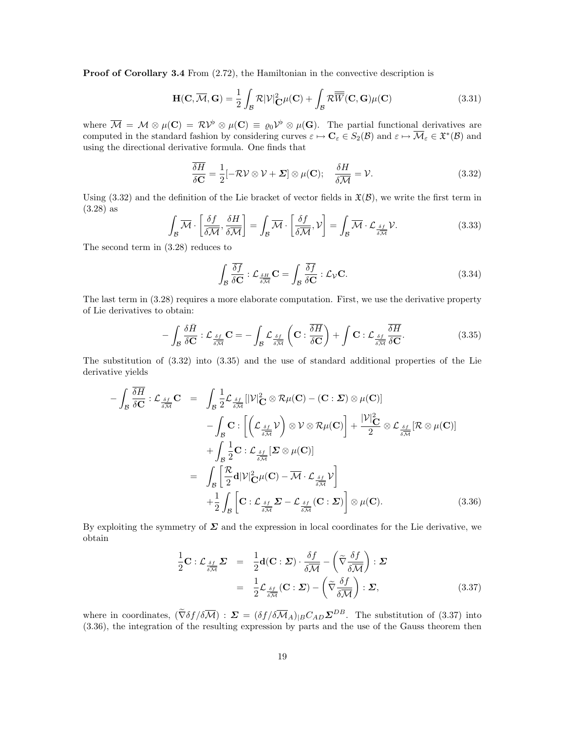**Proof of Corollary 3.4** From (2.72), the Hamiltonian in the convective description is

$$\mathbf{H}(\mathbf{C},\overline{\mathcal{M}},\mathbf{G}) = \frac{1}{2}\int_{\mathcal{B}} \mathcal{R}|\mathcal{V}|^2_{\mathbf{C}}\mu(\mathbf{C}) + \int_{\mathcal{B}} \mathcal{R}\overline{\overline{W}}(\mathbf{C},\mathbf{G})\mu(\mathbf{C}) \tag{3.31}$$

where $\overline{\mathcal{M}} = \mathcal{M}\otimes\mu(\mathbf{C}) = \mathcal{R}\mathcal{V}^\flat\otimes\mu(\mathbf{C}) \equiv \varrho_0\mathcal{V}^\flat\otimes\mu(\mathbf{G})$. The partial functional derivatives are computed in the standard fashion by considering curves $\varepsilon\mapsto\mathbf{C}_\varepsilon\in S_2(\mathcal{B})$ and $\varepsilon\mapsto\overline{\mathcal{M}}_\varepsilon\in\mathfrak{X}^*(\mathcal{B})$ and using the directional derivative formula. One finds that

$$\frac{\overline{\delta H}}{\delta\mathbf{C}} = \frac{1}{2}[-\mathcal{R}\mathcal{V}\otimes\mathcal{V}+\boldsymbol{\Sigma}]\otimes\mu(\mathbf{C});\quad \frac{\delta H}{\delta\overline{\mathcal{M}}} = \mathcal{V}. \tag{3.32}$$

Using (3.32) and the definition of the Lie bracket of vector fields in $\mathfrak{X}(\mathcal{B})$, we write the first term in (3.28) as

$$\int_{\mathcal{B}}\overline{\mathcal{M}}\cdot\left[\frac{\delta f}{\delta\overline{\mathcal{M}}},\frac{\delta H}{\delta\overline{\mathcal{M}}}\right] = \int_{\mathcal{B}}\overline{\mathcal{M}}\cdot\left[\frac{\delta f}{\delta\overline{\mathcal{M}}},\mathcal{V}\right] = \int_{\mathcal{B}}\overline{\mathcal{M}}\cdot\mathcal{L}_{\frac{\delta f}{\delta\overline{\mathcal{M}}}}\mathcal{V}. \tag{3.33}$$

The second term in (3.28) reduces to

$$\int_{\mathcal{B}}\frac{\overline{\delta f}}{\delta\mathbf{C}}:\mathcal{L}_{\frac{\delta H}{\delta\overline{\mathcal{M}}}}\mathbf{C} = \int_{\mathcal{B}}\frac{\overline{\delta f}}{\delta\mathbf{C}}:\mathcal{L}_{\mathcal{V}}\mathbf{C}. \tag{3.34}$$

The last term in (3.28) requires a more elaborate computation. First, we use the derivative property of Lie derivatives to obtain:

$$-\int_{\mathcal{B}}\frac{\delta\bar{H}}{\delta\mathbf{C}}:\mathcal{L}_{\frac{\delta f}{\delta\overline{\mathcal{M}}}}\mathbf{C} = -\int_{\mathcal{B}}\mathcal{L}_{\frac{\delta f}{\delta\overline{\mathcal{M}}}}\left(\mathbf{C}:\frac{\overline{\delta H}}{\delta\mathbf{C}}\right) + \int\mathbf{C}:\mathcal{L}_{\frac{\delta f}{\delta\overline{\mathcal{M}}}}\frac{\overline{\delta H}}{\delta\mathbf{C}}. \tag{3.35}$$

The substitution of (3.32) into (3.35) and the use of standard additional properties of the Lie derivative yields

$$\begin{aligned}
-\int_{\mathcal{B}}\frac{\overline{\delta H}}{\delta\mathbf{C}}:\mathcal{L}_{\frac{\delta f}{\delta\overline{\mathcal{M}}}}\mathbf{C} &= \int_{\mathcal{B}}\frac{1}{2}\mathcal{L}_{\frac{\delta f}{\delta\overline{\mathcal{M}}}}[|\mathcal{V}|^2_{\mathbf{C}}\otimes\mathcal{R}\mu(\mathbf{C}) - (\mathbf{C}:\boldsymbol{\Sigma})\otimes\mu(\mathbf{C})] \\
&\quad -\int_{\mathcal{B}}\mathbf{C}:\left[\left(\mathcal{L}_{\frac{\delta f}{\delta\overline{\mathcal{M}}}}\mathcal{V}\right)\otimes\mathcal{V}\otimes\mathcal{R}\mu(\mathbf{C})\right] + \frac{|\mathcal{V}|^2_{\mathbf{C}}}{2}\otimes\mathcal{L}_{\frac{\delta f}{\delta\overline{\mathcal{M}}}}[\mathcal{R}\otimes\mu(\mathbf{C})] \\
&\quad +\int_{\mathcal{B}}\frac{1}{2}\mathbf{C}:\mathcal{L}_{\frac{\delta f}{\delta\overline{\mathcal{M}}}}[\boldsymbol{\Sigma}\otimes\mu(\mathbf{C})] \\
&= \int_{\mathcal{B}}\left[\frac{\mathcal{R}}{2}\mathbf{d}|\mathcal{V}|^2_{\mathbf{C}}\mu(\mathbf{C}) - \overline{\mathcal{M}}\cdot\mathcal{L}_{\frac{\delta f}{\delta\overline{\mathcal{M}}}}\mathcal{V}\right] \\
&\quad +\frac{1}{2}\int_{\mathcal{B}}\left[\mathbf{C}:\mathcal{L}_{\frac{\delta f}{\delta\overline{\mathcal{M}}}}\boldsymbol{\Sigma} - \mathcal{L}_{\frac{\delta f}{\delta\overline{\mathcal{M}}}}(\mathbf{C}:\boldsymbol{\Sigma})\right]\otimes\mu(\mathbf{C}).
\end{aligned} \tag{3.36}$$

By exploiting the symmetry of $\boldsymbol{\Sigma}$ and the expression in local coordinates for the Lie derivative, we obtain

$$\begin{aligned}
\frac{1}{2}\mathbf{C}:\mathcal{L}_{\frac{\delta f}{\delta\overline{\mathcal{M}}}}\boldsymbol{\Sigma} &= \frac{1}{2}\mathbf{d}(\mathbf{C}:\boldsymbol{\Sigma})\cdot\frac{\delta f}{\delta\overline{\mathcal{M}}} - \left(\widetilde{\nabla}\frac{\delta f}{\delta\overline{\mathcal{M}}}\right):\boldsymbol{\Sigma} \\
&= \frac{1}{2}\mathcal{L}_{\frac{\delta f}{\delta\overline{\mathcal{M}}}}(\mathbf{C}:\boldsymbol{\Sigma}) - \left(\widetilde{\nabla}\frac{\delta f}{\delta\overline{\mathcal{M}}}\right):\boldsymbol{\Sigma},
\end{aligned} \tag{3.37}$$

where in coordinates, $(\widetilde{\nabla}\delta f/\delta\overline{\mathcal{M}}):\boldsymbol{\Sigma} = (\delta f/\delta\overline{\mathcal{M}}_A)_{|B}C_{AD}\boldsymbol{\Sigma}^{DB}$. The substitution of (3.37) into (3.36), the integration of the resulting expression by parts and the use of the Gauss theorem then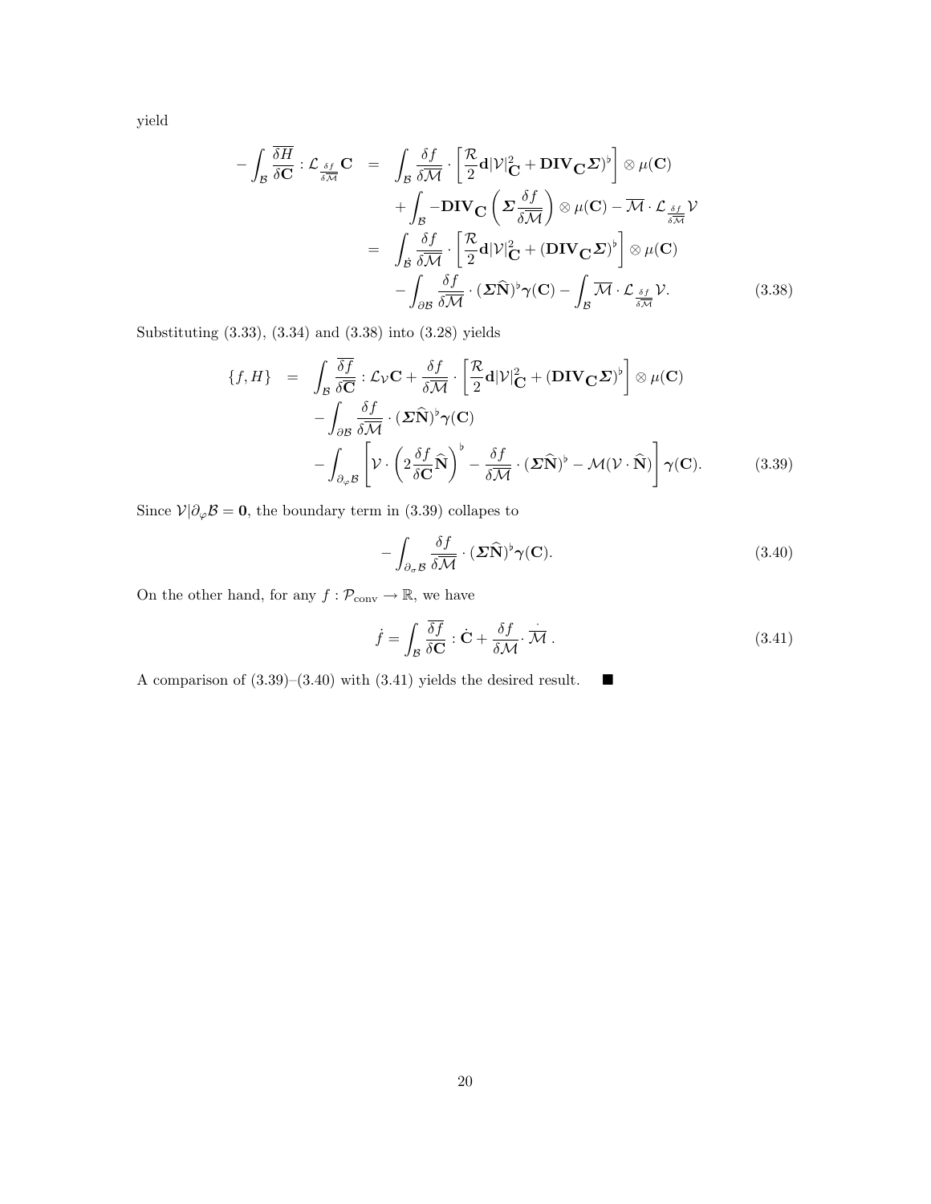yield

$$
\begin{aligned}
-\int_{\mathcal{B}} \overline{\frac{\delta H}{\delta \mathbf{C}}} : \mathcal{L}_{\frac{\delta f}{\delta \overline{\mathcal{M}}}} \mathbf{C} &= \int_{\mathcal{B}} \frac{\delta f}{\delta \overline{\mathcal{M}}} \cdot \left[ \frac{\mathcal{R}}{2} \mathbf{d} |\mathcal{V}|^2_{\mathbf{C}} + \mathbf{DIV}_{\mathbf{C}} \boldsymbol{\Sigma})^\flat \right] \otimes \mu(\mathbf{C}) \\
&\quad + \int_{\mathcal{B}} -\mathbf{DIV}_{\mathbf{C}} \left( \boldsymbol{\Sigma} \frac{\delta f}{\delta \overline{\mathcal{M}}} \right) \otimes \mu(\mathbf{C}) - \overline{\mathcal{M}} \cdot \mathcal{L}_{\frac{\delta f}{\delta \overline{\mathcal{M}}}} \mathcal{V} \\
&= \int_{\mathcal{B}} \frac{\delta f}{\delta \overline{\mathcal{M}}} \cdot \left[ \frac{\mathcal{R}}{2} \mathbf{d} |\mathcal{V}|^2_{\mathbf{C}} + (\mathbf{DIV}_{\mathbf{C}} \boldsymbol{\Sigma})^\flat \right] \otimes \mu(\mathbf{C}) \\
&\quad - \int_{\partial \mathcal{B}} \frac{\delta f}{\delta \overline{\mathcal{M}}} \cdot (\boldsymbol{\Sigma} \widehat{\mathbf{N}})^\flat \boldsymbol{\gamma}(\mathbf{C}) - \int_{\mathcal{B}} \overline{\mathcal{M}} \cdot \mathcal{L}_{\frac{\delta f}{\delta \overline{\mathcal{M}}}} \mathcal{V}. \qquad (3.38)
\end{aligned}
$$

Substituting (3.33), (3.34) and (3.38) into (3.28) yields

$$
\begin{aligned}
\{f, H\} &= \int_{\mathcal{B}} \overline{\frac{\delta f}{\delta \mathbf{C}}} : \mathcal{L}_{\mathcal{V}} \mathbf{C} + \frac{\delta f}{\delta \overline{\mathcal{M}}} \cdot \left[ \frac{\mathcal{R}}{2} \mathbf{d} |\mathcal{V}|^2_{\mathbf{C}} + (\mathbf{DIV}_{\mathbf{C}} \boldsymbol{\Sigma})^\flat \right] \otimes \mu(\mathbf{C}) \\
&\quad - \int_{\partial \mathcal{B}} \frac{\delta f}{\delta \overline{\mathcal{M}}} \cdot (\boldsymbol{\Sigma} \widehat{\mathbf{N}})^\flat \boldsymbol{\gamma}(\mathbf{C}) \\
&\quad - \int_{\partial_\varphi \mathcal{B}} \left[ \mathcal{V} \cdot \left( 2 \frac{\delta f}{\delta \mathbf{C}} \widehat{\mathbf{N}} \right)^\flat - \frac{\delta f}{\delta \overline{\mathcal{M}}} \cdot (\boldsymbol{\Sigma} \widehat{\mathbf{N}})^\flat - \mathcal{M} (\mathcal{V} \cdot \widehat{\mathbf{N}}) \right] \boldsymbol{\gamma}(\mathbf{C}). \qquad (3.39)
\end{aligned}
$$

Since $\mathcal{V}|\partial_\varphi \mathcal{B} = \mathbf{0}$, the boundary term in (3.39) collapses to

$$
-\int_{\partial_\sigma \mathcal{B}} \frac{\delta f}{\delta \overline{\mathcal{M}}} \cdot (\boldsymbol{\Sigma} \widehat{\mathbf{N}})^\flat \boldsymbol{\gamma}(\mathbf{C}). \qquad (3.40)
$$

On the other hand, for any $f : \mathcal{P}_{\text{conv}} \to \mathbb{R}$, we have

$$
\dot{f} = \int_{\mathcal{B}} \overline{\frac{\delta f}{\delta \mathbf{C}}} : \dot{\mathbf{C}} + \frac{\delta f}{\delta \mathcal{M}} \cdot \dot{\overline{\mathcal{M}}} . \qquad (3.41)
$$

A comparison of (3.39)–(3.40) with (3.41) yields the desired result. ■